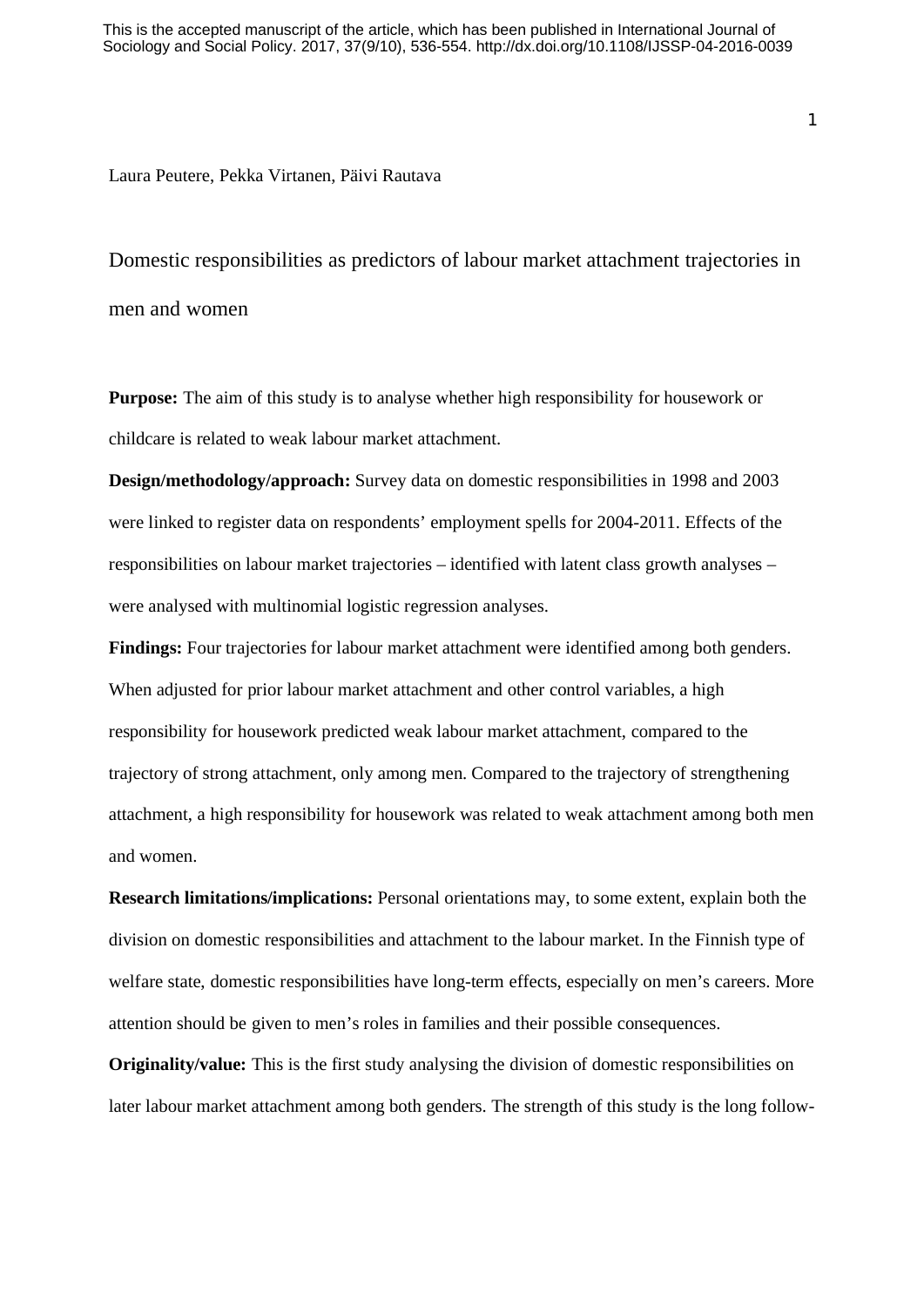This is the accepted manuscript of the article, which has been published in International Journal of Sociology and Social Policy. 2017, 37(9/10), 536-554. http://dx.doi.org/10.1108/IJSSP-04-2016-0039

Laura Peutere, Pekka Virtanen, Päivi Rautava

# Domestic responsibilities as predictors of labour market attachment trajectories in men and women

**Purpose:** The aim of this study is to analyse whether high responsibility for housework or childcare is related to weak labour market attachment.

**Design/methodology/approach:** Survey data on domestic responsibilities in 1998 and 2003 were linked to register data on respondents' employment spells for 2004-2011. Effects of the responsibilities on labour market trajectories – identified with latent class growth analyses – were analysed with multinomial logistic regression analyses.

**Findings:** Four trajectories for labour market attachment were identified among both genders. When adjusted for prior labour market attachment and other control variables, a high responsibility for housework predicted weak labour market attachment, compared to the trajectory of strong attachment, only among men. Compared to the trajectory of strengthening attachment, a high responsibility for housework was related to weak attachment among both men and women.

**Research limitations/implications:** Personal orientations may, to some extent, explain both the division on domestic responsibilities and attachment to the labour market. In the Finnish type of welfare state, domestic responsibilities have long-term effects, especially on men's careers. More attention should be given to men's roles in families and their possible consequences.

**Originality/value:** This is the first study analysing the division of domestic responsibilities on later labour market attachment among both genders. The strength of this study is the long follow-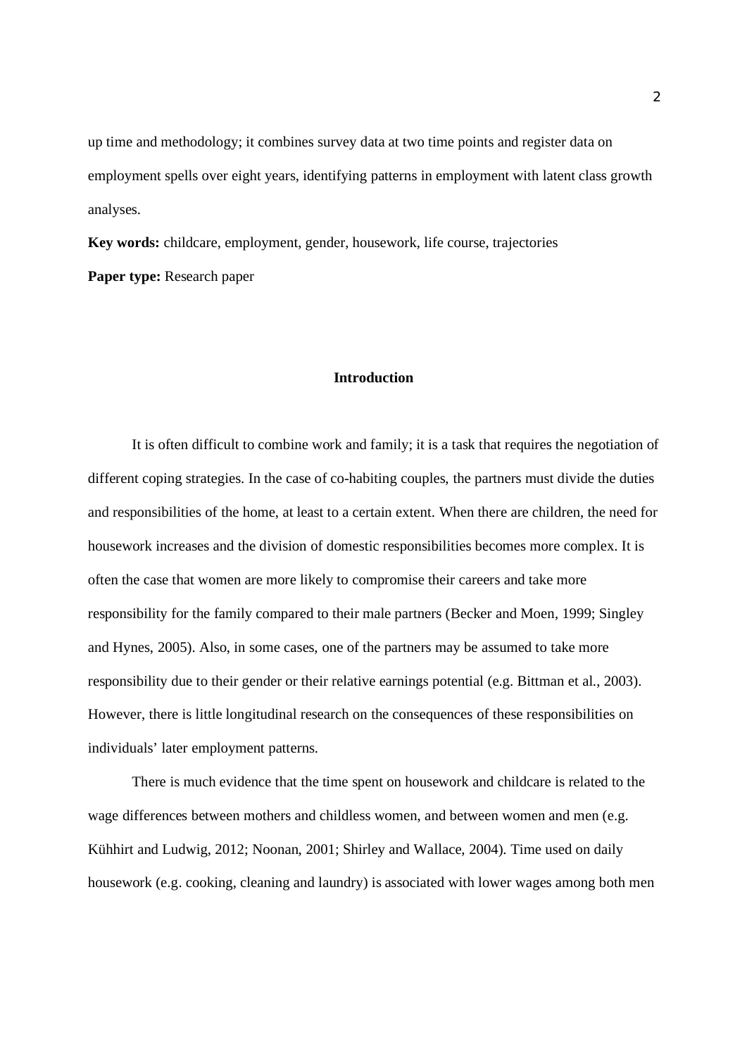up time and methodology; it combines survey data at two time points and register data on employment spells over eight years, identifying patterns in employment with latent class growth analyses.

**Key words:** childcare, employment, gender, housework, life course, trajectories

**Paper type:** Research paper

## Introduction

It is often difficult to combine work and family; it is a task that requires the negotiation of different coping strategies. In the case of co-habiting couples, the partners must divide the duties and responsibilities of the home, at least to a certain extent. When there are children, the need for housework increases and the division of domestic responsibilities becomes more complex. It is often the case that women are more likely to compromise their careers and take more responsibility for the family compared to their male partners (Becker and Moen, 1999; Singley and Hynes, 2005). Also, in some cases, one of the partners may be assumed to take more responsibility due to their gender or their relative earnings potential (e.g. Bittman et al., 2003). However, there is little longitudinal research on the consequences of these responsibilities on individuals' later employment patterns.

There is much evidence that the time spent on housework and childcare is related to the wage differences between mothers and childless women, and between women and men (e.g. Kühhirt and Ludwig, 2012; Noonan, 2001; Shirley and Wallace, 2004). Time used on daily housework (e.g. cooking, cleaning and laundry) is associated with lower wages among both men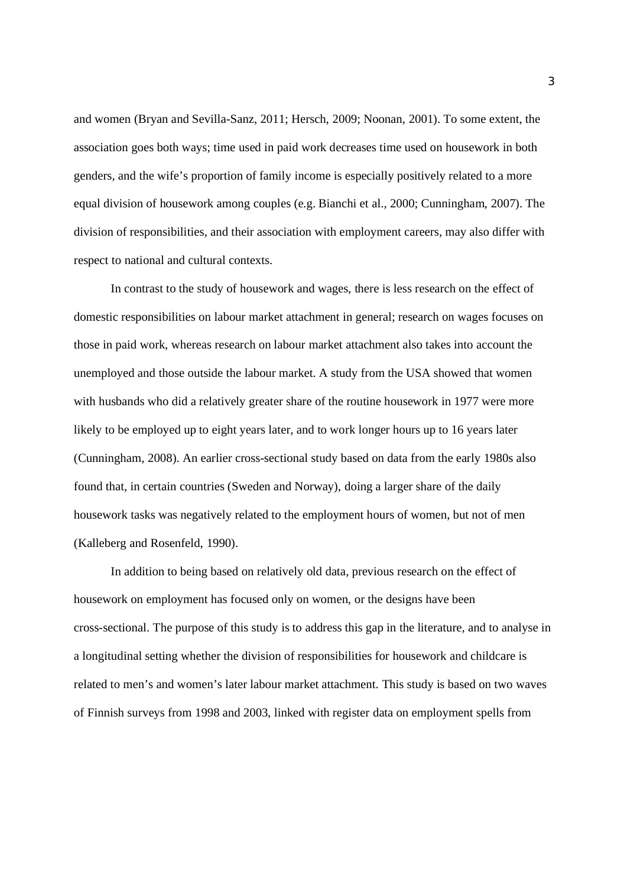and women (Bryan and Sevilla-Sanz, 2011; Hersch, 2009; Noonan, 2001). To some extent, the association goes both ways; time used in paid work decreases time used on housework in both genders, and the wife's proportion of family income is especially positively related to a more equal division of housework among couples (e.g. Bianchi et al., 2000; Cunningham, 2007). The division of responsibilities, and their association with employment careers, may also differ with respect to national and cultural contexts.

In contrast to the study of housework and wages, there is less research on the effect of domestic responsibilities on labour market attachment in general; research on wages focuses on those in paid work, whereas research on labour market attachment also takes into account the unemployed and those outside the labour market. A study from the USA showed that women with husbands who did a relatively greater share of the routine housework in 1977 were more likely to be employed up to eight years later, and to work longer hours up to 16 years later (Cunningham, 2008). An earlier cross-sectional study based on data from the early 1980s also found that, in certain countries (Sweden and Norway), doing a larger share of the daily housework tasks was negatively related to the employment hours of women, but not of men (Kalleberg and Rosenfeld, 1990).

In addition to being based on relatively old data, previous research on the effect of housework on employment has focused only on women, or the designs have been cross-sectional. The purpose of this study is to address this gap in the literature, and to analyse in a longitudinal setting whether the division of responsibilities for housework and childcare is related to men's and women's later labour market attachment. This study is based on two waves of Finnish surveys from 1998 and 2003, linked with register data on employment spells from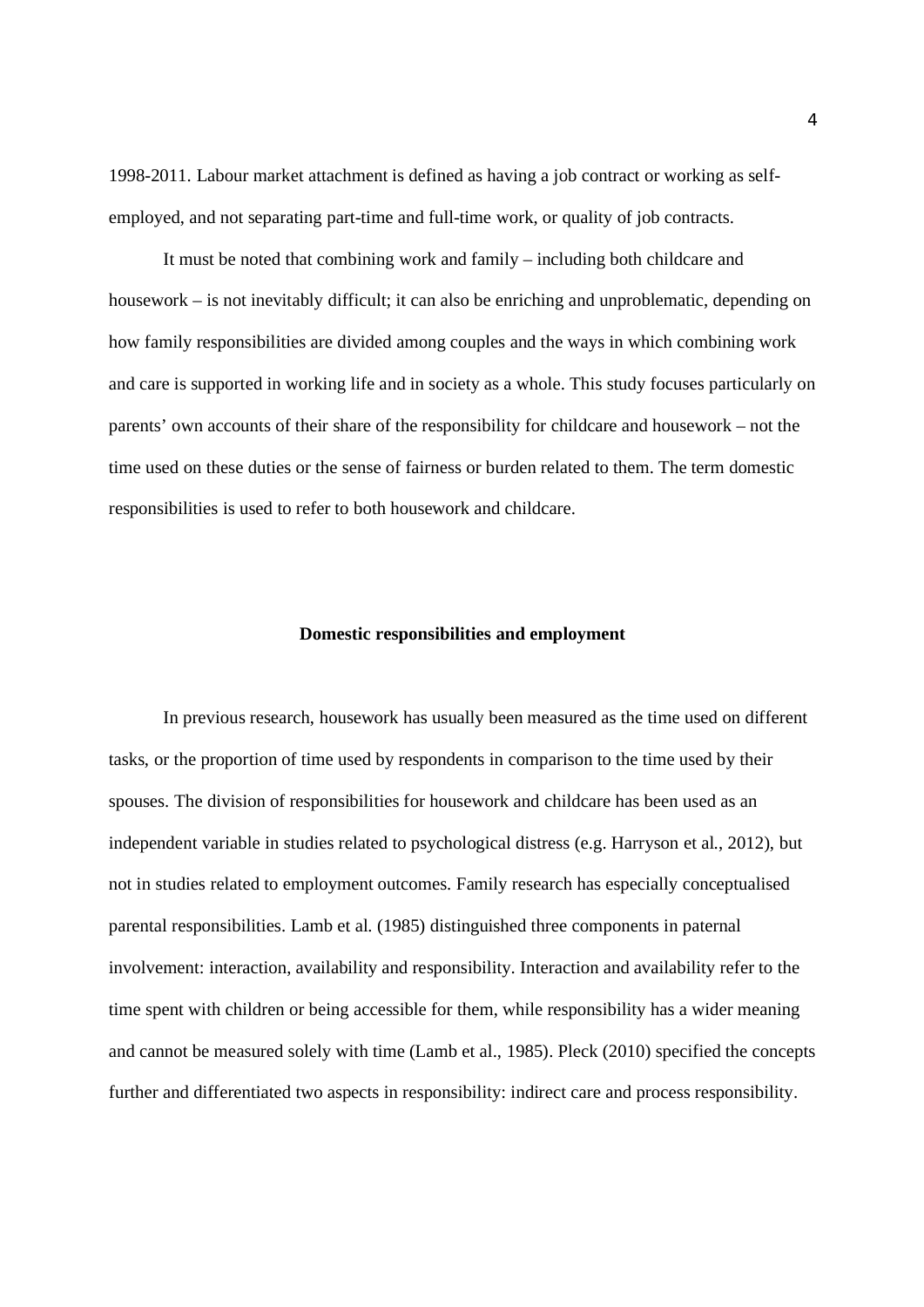1998-2011. Labour market attachment is defined as having a job contract or working as self-employed, and not separating part-time and full-time work, or quality of job contracts.

It must be noted that combining work and family – including both childcare and housework – is not inevitably difficult; it can also be enriching and unproblematic, depending on how family responsibilities are divided among couples and the ways in which combining work and care is supported in working life and in society as a whole. This study focuses particularly on parents' own accounts of their share of the responsibility for childcare and housework – not the time used on these duties or the sense of fairness or burden related to them. The term domestic responsibilities is used to refer to both housework and childcare.

## Domestic responsibilities and employment

In previous research, housework has usually been measured as the time used on different tasks, or the proportion of time used by respondents in comparison to the time used by their spouses. The division of responsibilities for housework and childcare has been used as an independent variable in studies related to psychological distress (e.g. Harryson et al., 2012), but not in studies related to employment outcomes. Family research has especially conceptualised parental responsibilities. Lamb et al. (1985) distinguished three components in paternal involvement: interaction, availability and responsibility. Interaction and availability refer to the time spent with children or being accessible for them, while responsibility has a wider meaning and cannot be measured solely with time (Lamb et al., 1985). Pleck (2010) specified the concepts further and differentiated two aspects in responsibility: indirect care and process responsibility.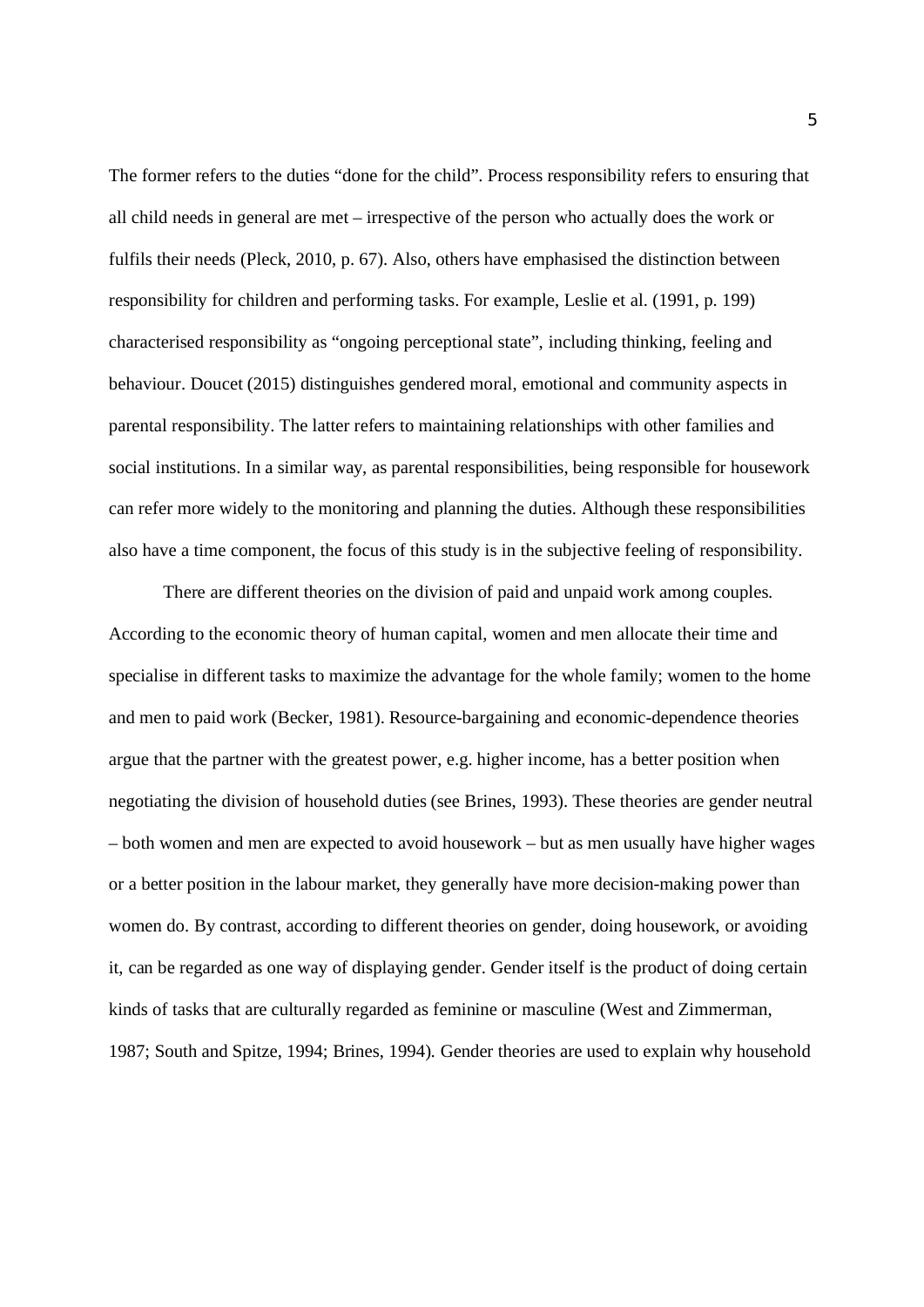The former refers to the duties "done for the child". Process responsibility refers to ensuring that all child needs in general are met – irrespective of the person who actually does the work or fulfils their needs (Pleck, 2010, p. 67). Also, others have emphasised the distinction between responsibility for children and performing tasks. For example, Leslie et al. (1991, p. 199) characterised responsibility as "ongoing perceptional state", including thinking, feeling and behaviour. Doucet (2015) distinguishes gendered moral, emotional and community aspects in parental responsibility. The latter refers to maintaining relationships with other families and social institutions. In a similar way, as parental responsibilities, being responsible for housework can refer more widely to the monitoring and planning the duties. Although these responsibilities also have a time component, the focus of this study is in the subjective feeling of responsibility.

There are different theories on the division of paid and unpaid work among couples. According to the economic theory of human capital, women and men allocate their time and specialise in different tasks to maximize the advantage for the whole family; women to the home and men to paid work (Becker, 1981). Resource-bargaining and economic-dependence theories argue that the partner with the greatest power, e.g. higher income, has a better position when negotiating the division of household duties (see Brines, 1993). These theories are gender neutral – both women and men are expected to avoid housework – but as men usually have higher wages or a better position in the labour market, they generally have more decision-making power than women do. By contrast, according to different theories on gender, doing housework, or avoiding it, can be regarded as one way of displaying gender. Gender itself is the product of doing certain kinds of tasks that are culturally regarded as feminine or masculine (West and Zimmerman, 1987; South and Spitze, 1994; Brines, 1994). Gender theories are used to explain why household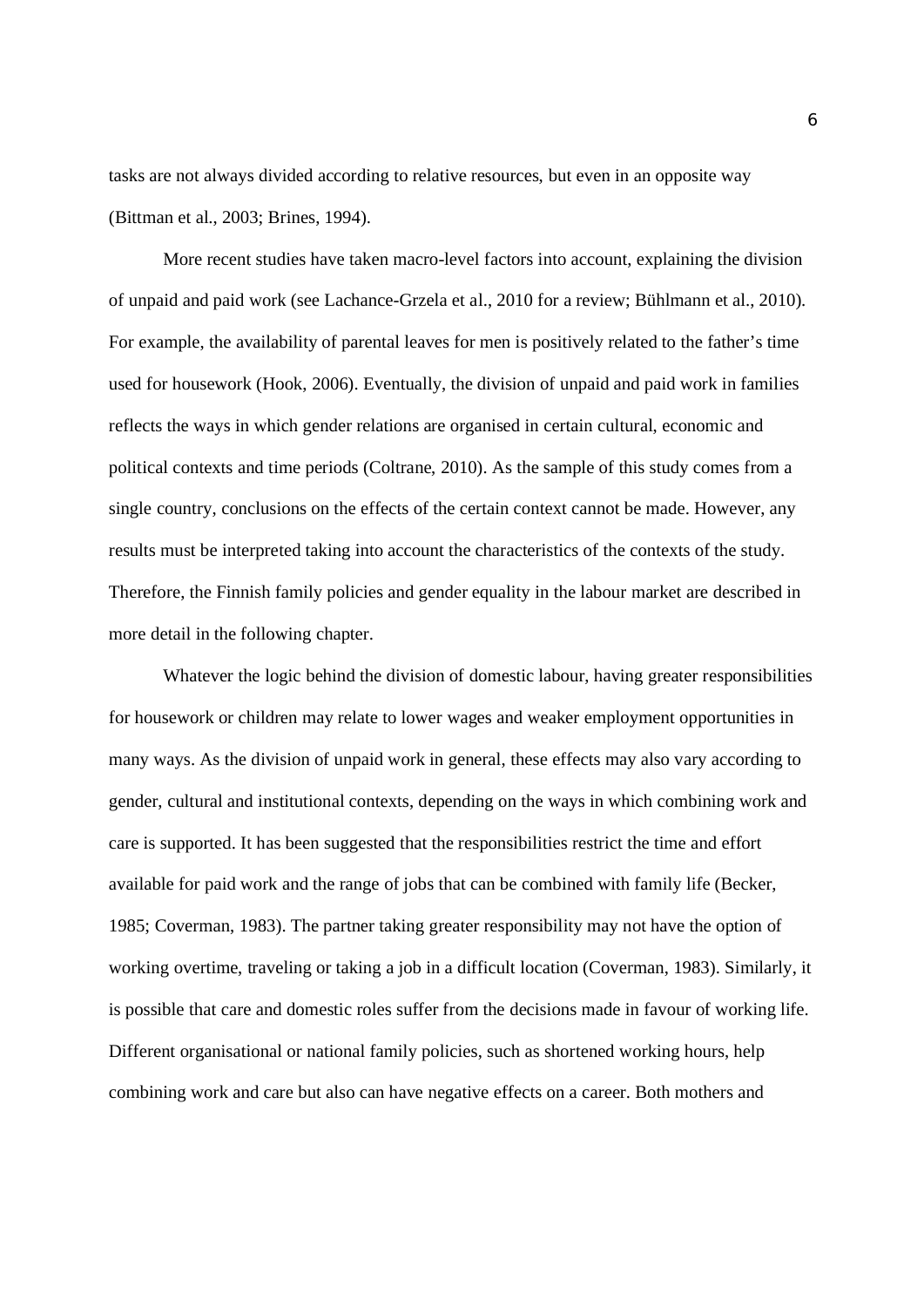tasks are not always divided according to relative resources, but even in an opposite way (Bittman et al., 2003; Brines, 1994).

More recent studies have taken macro-level factors into account, explaining the division of unpaid and paid work (see Lachance-Grzela et al., 2010 for a review; Bühlmann et al., 2010). For example, the availability of parental leaves for men is positively related to the father's time used for housework (Hook, 2006). Eventually, the division of unpaid and paid work in families reflects the ways in which gender relations are organised in certain cultural, economic and political contexts and time periods (Coltrane, 2010). As the sample of this study comes from a single country, conclusions on the effects of the certain context cannot be made. However, any results must be interpreted taking into account the characteristics of the contexts of the study. Therefore, the Finnish family policies and gender equality in the labour market are described in more detail in the following chapter.

Whatever the logic behind the division of domestic labour, having greater responsibilities for housework or children may relate to lower wages and weaker employment opportunities in many ways. As the division of unpaid work in general, these effects may also vary according to gender, cultural and institutional contexts, depending on the ways in which combining work and care is supported. It has been suggested that the responsibilities restrict the time and effort available for paid work and the range of jobs that can be combined with family life (Becker, 1985; Coverman, 1983). The partner taking greater responsibility may not have the option of working overtime, traveling or taking a job in a difficult location (Coverman, 1983). Similarly, it is possible that care and domestic roles suffer from the decisions made in favour of working life. Different organisational or national family policies, such as shortened working hours, help combining work and care but also can have negative effects on a career. Both mothers and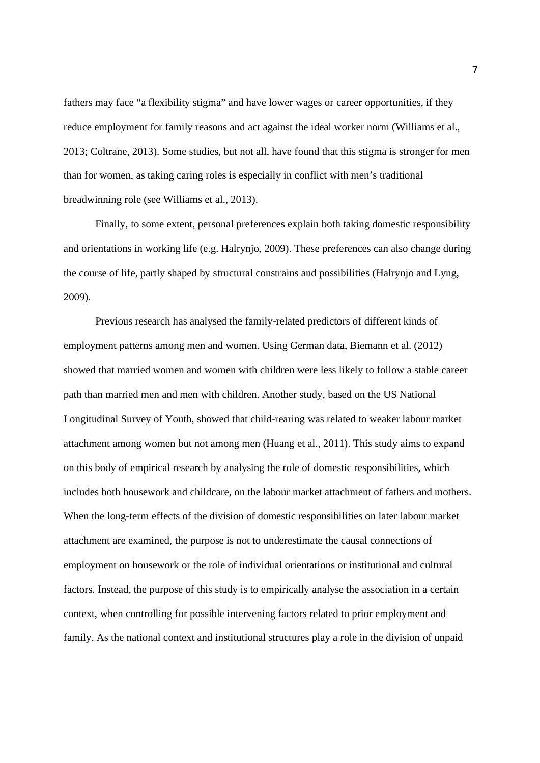fathers may face “a flexibility stigma” and have lower wages or career opportunities, if they reduce employment for family reasons and act against the ideal worker norm (Williams et al., 2013; Coltrane, 2013). Some studies, but not all, have found that this stigma is stronger for men than for women, as taking caring roles is especially in conflict with men’s traditional breadwinning role (see Williams et al., 2013).

Finally, to some extent, personal preferences explain both taking domestic responsibility and orientations in working life (e.g. Halrynjo, 2009). These preferences can also change during the course of life, partly shaped by structural constrains and possibilities (Halrynjo and Lyng, 2009).

Previous research has analysed the family-related predictors of different kinds of employment patterns among men and women. Using German data, Biemann et al. (2012) showed that married women and women with children were less likely to follow a stable career path than married men and men with children. Another study, based on the US National Longitudinal Survey of Youth, showed that child-rearing was related to weaker labour market attachment among women but not among men (Huang et al., 2011). This study aims to expand on this body of empirical research by analysing the role of domestic responsibilities, which includes both housework and childcare, on the labour market attachment of fathers and mothers. When the long-term effects of the division of domestic responsibilities on later labour market attachment are examined, the purpose is not to underestimate the causal connections of employment on housework or the role of individual orientations or institutional and cultural factors. Instead, the purpose of this study is to empirically analyse the association in a certain context, when controlling for possible intervening factors related to prior employment and family. As the national context and institutional structures play a role in the division of unpaid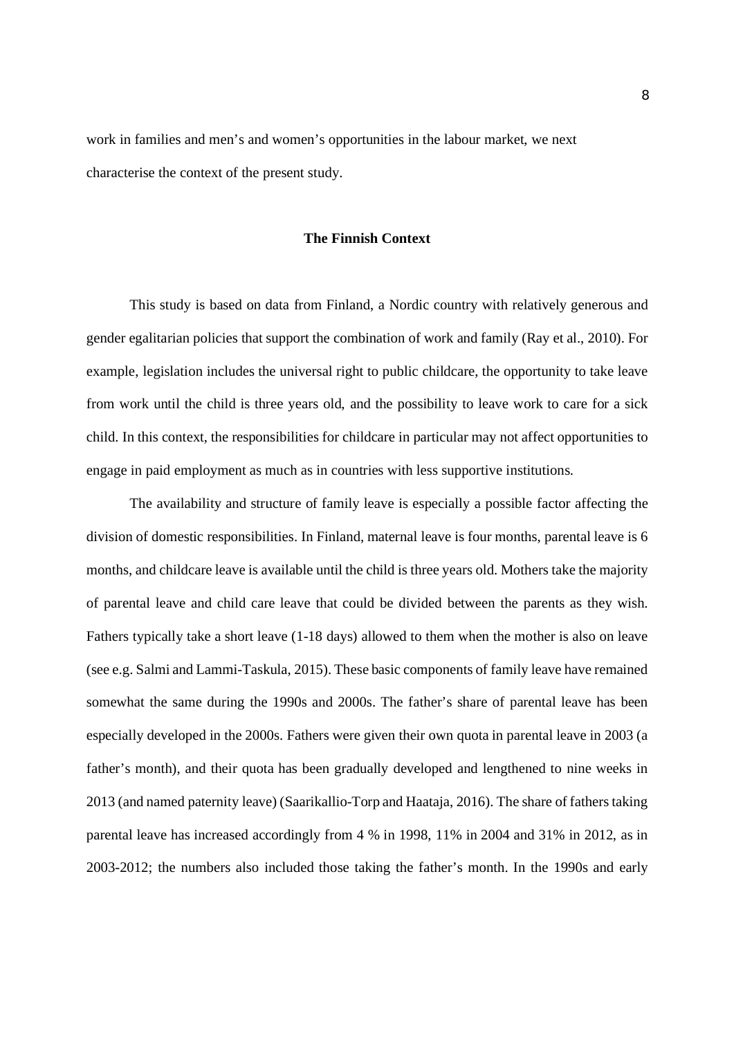work in families and men's and women's opportunities in the labour market, we next characterise the context of the present study.

## The Finnish Context

This study is based on data from Finland, a Nordic country with relatively generous and gender egalitarian policies that support the combination of work and family (Ray et al., 2010). For example, legislation includes the universal right to public childcare, the opportunity to take leave from work until the child is three years old, and the possibility to leave work to care for a sick child. In this context, the responsibilities for childcare in particular may not affect opportunities to engage in paid employment as much as in countries with less supportive institutions.

The availability and structure of family leave is especially a possible factor affecting the division of domestic responsibilities. In Finland, maternal leave is four months, parental leave is 6 months, and childcare leave is available until the child is three years old. Mothers take the majority of parental leave and child care leave that could be divided between the parents as they wish. Fathers typically take a short leave (1-18 days) allowed to them when the mother is also on leave (see e.g. Salmi and Lammi-Taskula, 2015). These basic components of family leave have remained somewhat the same during the 1990s and 2000s. The father's share of parental leave has been especially developed in the 2000s. Fathers were given their own quota in parental leave in 2003 (a father's month), and their quota has been gradually developed and lengthened to nine weeks in 2013 (and named paternity leave) (Saarikallio-Torp and Haataja, 2016). The share of fathers taking parental leave has increased accordingly from 4 % in 1998, 11% in 2004 and 31% in 2012, as in 2003-2012; the numbers also included those taking the father's month. In the 1990s and early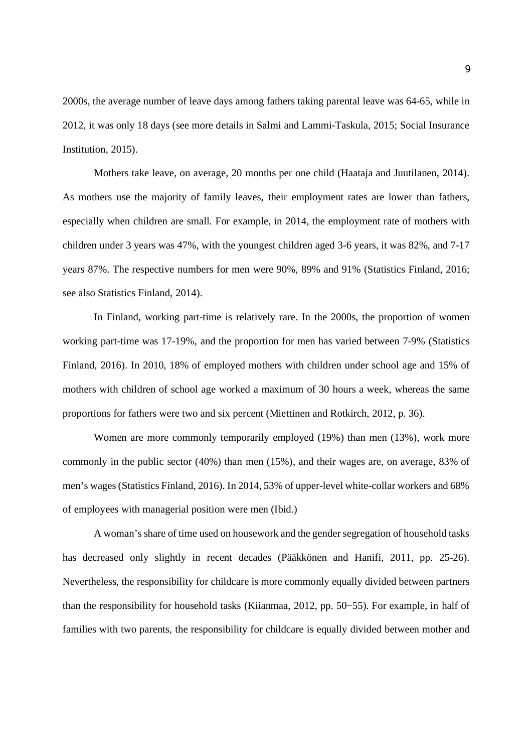2000s, the average number of leave days among fathers taking parental leave was 64-65, while in 2012, it was only 18 days (see more details in Salmi and Lammi-Taskula, 2015; Social Insurance Institution, 2015).

Mothers take leave, on average, 20 months per one child (Haataja and Juutilanen, 2014). As mothers use the majority of family leaves, their employment rates are lower than fathers, especially when children are small. For example, in 2014, the employment rate of mothers with children under 3 years was 47%, with the youngest children aged 3-6 years, it was 82%, and 7-17 years 87%. The respective numbers for men were 90%, 89% and 91% (Statistics Finland, 2016; see also Statistics Finland, 2014).

In Finland, working part-time is relatively rare. In the 2000s, the proportion of women working part-time was 17-19%, and the proportion for men has varied between 7-9% (Statistics Finland, 2016). In 2010, 18% of employed mothers with children under school age and 15% of mothers with children of school age worked a maximum of 30 hours a week, whereas the same proportions for fathers were two and six percent (Miettinen and Rotkirch, 2012, p. 36).

Women are more commonly temporarily employed (19%) than men (13%), work more commonly in the public sector (40%) than men (15%), and their wages are, on average, 83% of men's wages (Statistics Finland, 2016). In 2014, 53% of upper-level white-collar workers and 68% of employees with managerial position were men (Ibid.)

A woman's share of time used on housework and the gender segregation of household tasks has decreased only slightly in recent decades (Pääkkönen and Hanifi, 2011, pp. 25-26). Nevertheless, the responsibility for childcare is more commonly equally divided between partners than the responsibility for household tasks (Kiianmaa, 2012, pp. 50−55). For example, in half of families with two parents, the responsibility for childcare is equally divided between mother and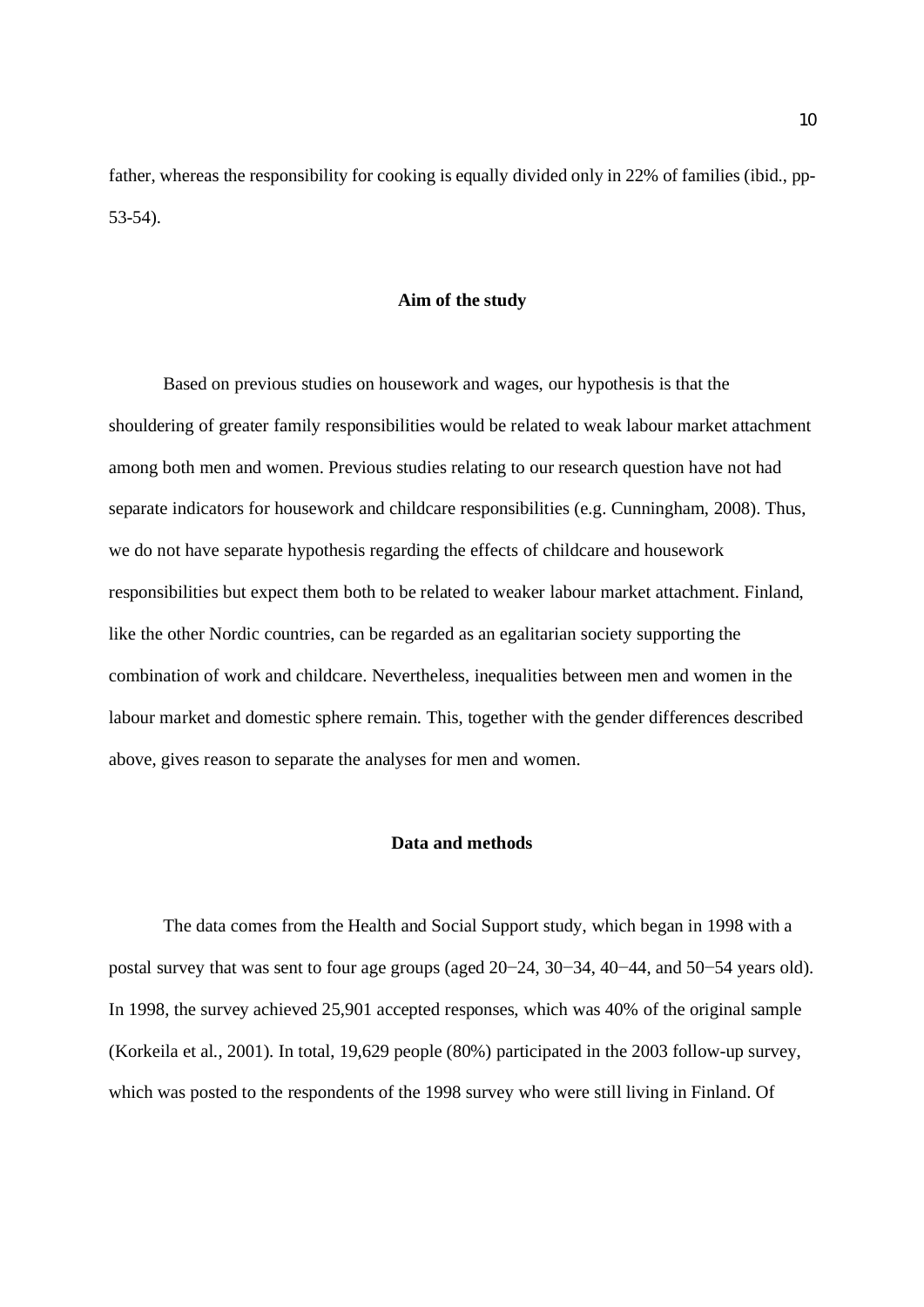father, whereas the responsibility for cooking is equally divided only in 22% of families (ibid., pp-53-54).

## Aim of the study

Based on previous studies on housework and wages, our hypothesis is that the shouldering of greater family responsibilities would be related to weak labour market attachment among both men and women. Previous studies relating to our research question have not had separate indicators for housework and childcare responsibilities (e.g. Cunningham, 2008). Thus, we do not have separate hypothesis regarding the effects of childcare and housework responsibilities but expect them both to be related to weaker labour market attachment. Finland, like the other Nordic countries, can be regarded as an egalitarian society supporting the combination of work and childcare. Nevertheless, inequalities between men and women in the labour market and domestic sphere remain. This, together with the gender differences described above, gives reason to separate the analyses for men and women.

## Data and methods

The data comes from the Health and Social Support study, which began in 1998 with a postal survey that was sent to four age groups (aged 20−24, 30−34, 40−44, and 50−54 years old). In 1998, the survey achieved 25,901 accepted responses, which was 40% of the original sample (Korkeila et al., 2001). In total, 19,629 people (80%) participated in the 2003 follow-up survey, which was posted to the respondents of the 1998 survey who were still living in Finland. Of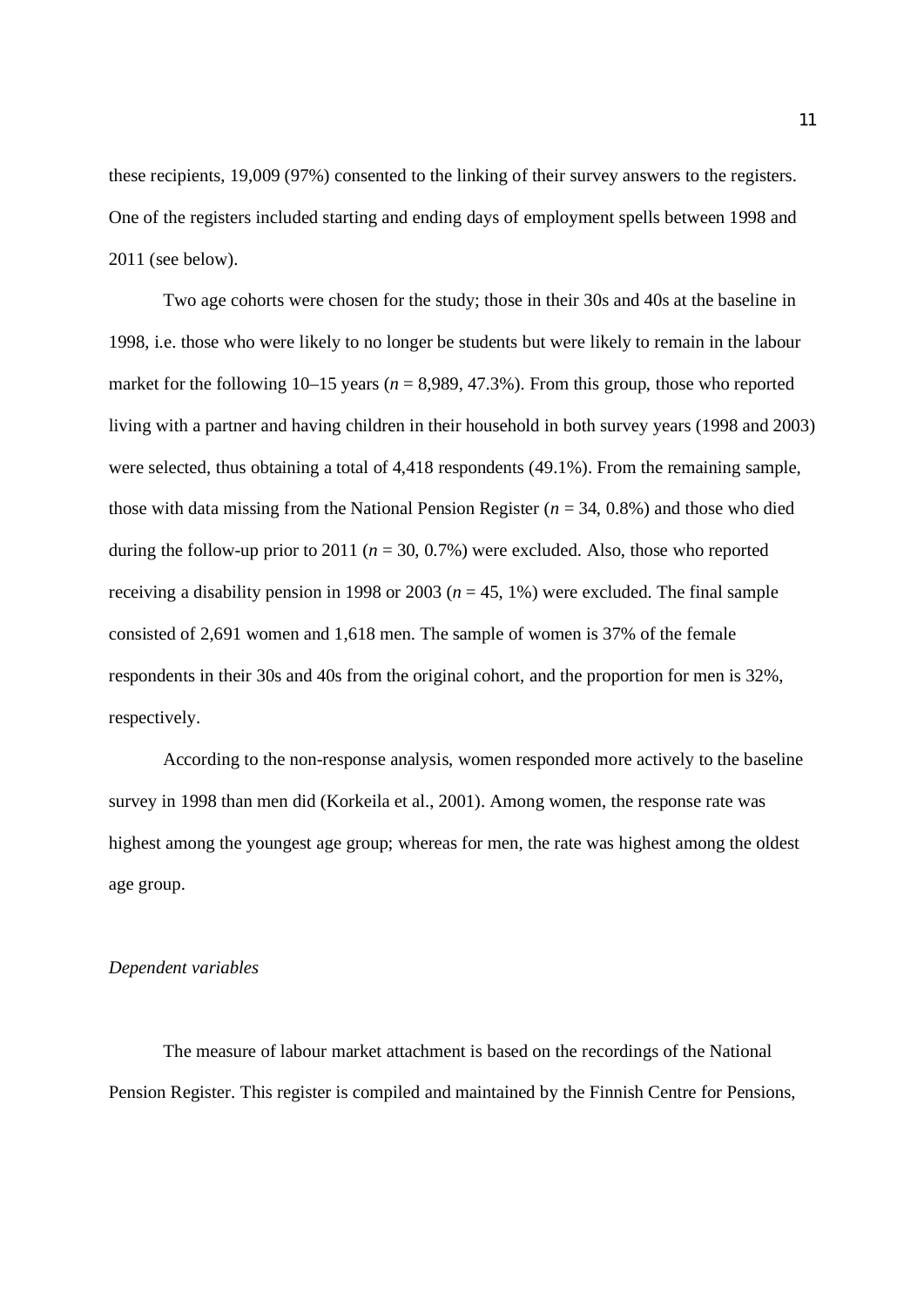these recipients, 19,009 (97%) consented to the linking of their survey answers to the registers. One of the registers included starting and ending days of employment spells between 1998 and 2011 (see below).

Two age cohorts were chosen for the study; those in their 30s and 40s at the baseline in 1998, i.e. those who were likely to no longer be students but were likely to remain in the labour market for the following 10–15 years ($n$ = 8,989, 47.3%). From this group, those who reported living with a partner and having children in their household in both survey years (1998 and 2003) were selected, thus obtaining a total of 4,418 respondents (49.1%). From the remaining sample, those with data missing from the National Pension Register ($n$ = 34, 0.8%) and those who died during the follow-up prior to 2011 ($n$ = 30, 0.7%) were excluded. Also, those who reported receiving a disability pension in 1998 or 2003 ($n$ = 45, 1%) were excluded. The final sample consisted of 2,691 women and 1,618 men. The sample of women is 37% of the female respondents in their 30s and 40s from the original cohort, and the proportion for men is 32%, respectively.

According to the non-response analysis, women responded more actively to the baseline survey in 1998 than men did (Korkeila et al., 2001). Among women, the response rate was highest among the youngest age group; whereas for men, the rate was highest among the oldest age group.

*Dependent variables*

The measure of labour market attachment is based on the recordings of the National Pension Register. This register is compiled and maintained by the Finnish Centre for Pensions,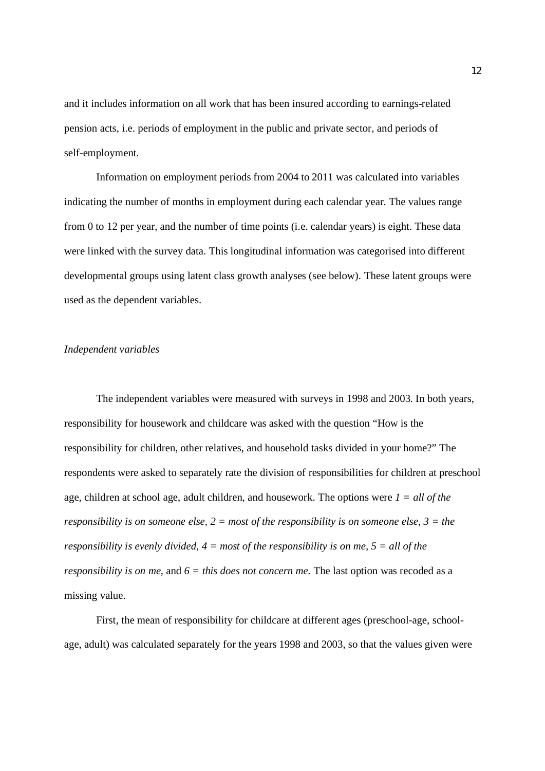and it includes information on all work that has been insured according to earnings-related pension acts, i.e. periods of employment in the public and private sector, and periods of self-employment.

Information on employment periods from 2004 to 2011 was calculated into variables indicating the number of months in employment during each calendar year. The values range from 0 to 12 per year, and the number of time points (i.e. calendar years) is eight. These data were linked with the survey data. This longitudinal information was categorised into different developmental groups using latent class growth analyses (see below). These latent groups were used as the dependent variables.

### *Independent variables*

The independent variables were measured with surveys in 1998 and 2003. In both years, responsibility for housework and childcare was asked with the question "How is the responsibility for children, other relatives, and household tasks divided in your home?" The respondents were asked to separately rate the division of responsibilities for children at preschool age, children at school age, adult children, and housework. The options were *1 = all of the responsibility is on someone else*, *2 = most of the responsibility is on someone else*, *3 = the responsibility is evenly divided*, *4 = most of the responsibility is on me*, *5 = all of the responsibility is on me*, and *6 = this does not concern me.* The last option was recoded as a missing value.

First, the mean of responsibility for childcare at different ages (preschool-age, school-age, adult) was calculated separately for the years 1998 and 2003, so that the values given were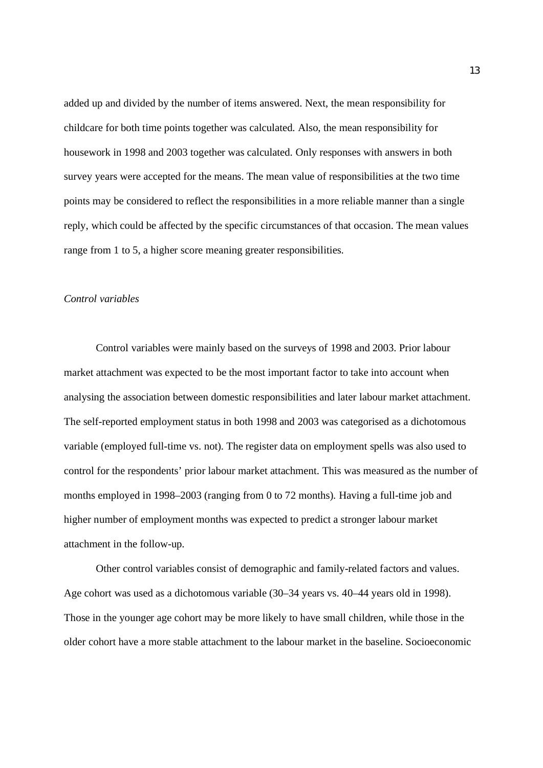added up and divided by the number of items answered. Next, the mean responsibility for childcare for both time points together was calculated. Also, the mean responsibility for housework in 1998 and 2003 together was calculated. Only responses with answers in both survey years were accepted for the means. The mean value of responsibilities at the two time points may be considered to reflect the responsibilities in a more reliable manner than a single reply, which could be affected by the specific circumstances of that occasion. The mean values range from 1 to 5, a higher score meaning greater responsibilities.

*Control variables*

Control variables were mainly based on the surveys of 1998 and 2003. Prior labour market attachment was expected to be the most important factor to take into account when analysing the association between domestic responsibilities and later labour market attachment. The self-reported employment status in both 1998 and 2003 was categorised as a dichotomous variable (employed full-time vs. not). The register data on employment spells was also used to control for the respondents' prior labour market attachment. This was measured as the number of months employed in 1998–2003 (ranging from 0 to 72 months). Having a full-time job and higher number of employment months was expected to predict a stronger labour market attachment in the follow-up.

Other control variables consist of demographic and family-related factors and values. Age cohort was used as a dichotomous variable (30–34 years vs. 40–44 years old in 1998). Those in the younger age cohort may be more likely to have small children, while those in the older cohort have a more stable attachment to the labour market in the baseline. Socioeconomic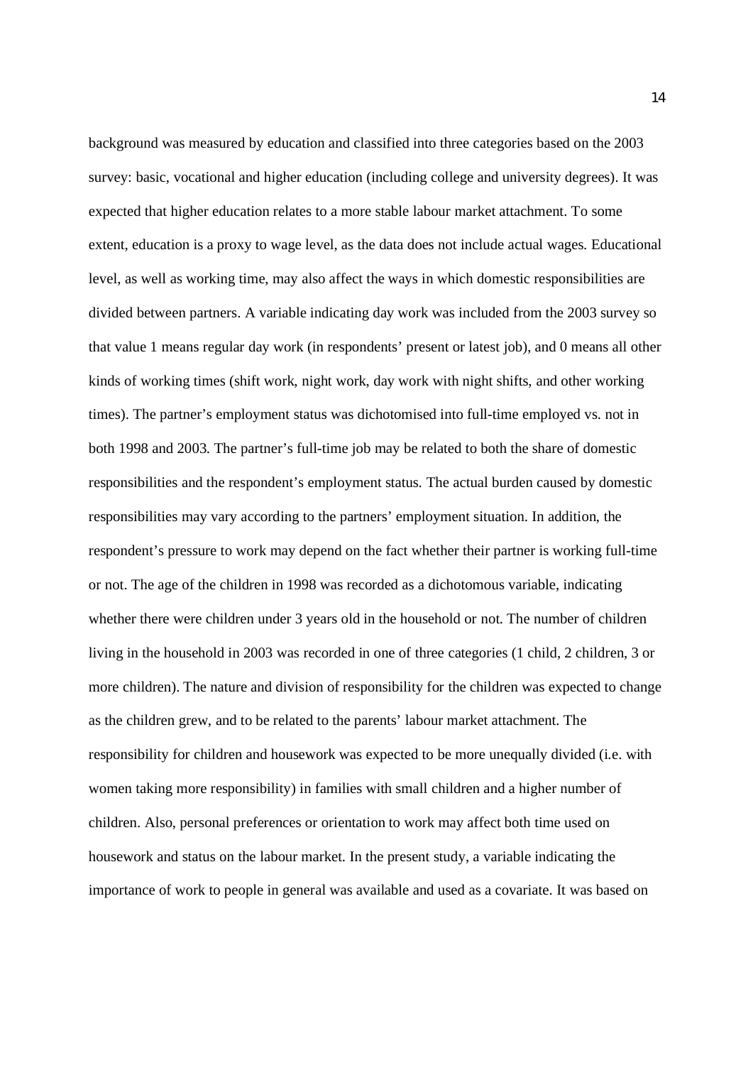background was measured by education and classified into three categories based on the 2003 survey: basic, vocational and higher education (including college and university degrees). It was expected that higher education relates to a more stable labour market attachment. To some extent, education is a proxy to wage level, as the data does not include actual wages. Educational level, as well as working time, may also affect the ways in which domestic responsibilities are divided between partners. A variable indicating day work was included from the 2003 survey so that value 1 means regular day work (in respondents' present or latest job), and 0 means all other kinds of working times (shift work, night work, day work with night shifts, and other working times). The partner's employment status was dichotomised into full-time employed vs. not in both 1998 and 2003. The partner's full-time job may be related to both the share of domestic responsibilities and the respondent's employment status. The actual burden caused by domestic responsibilities may vary according to the partners' employment situation. In addition, the respondent's pressure to work may depend on the fact whether their partner is working full-time or not. The age of the children in 1998 was recorded as a dichotomous variable, indicating whether there were children under 3 years old in the household or not. The number of children living in the household in 2003 was recorded in one of three categories (1 child, 2 children, 3 or more children). The nature and division of responsibility for the children was expected to change as the children grew, and to be related to the parents' labour market attachment. The responsibility for children and housework was expected to be more unequally divided (i.e. with women taking more responsibility) in families with small children and a higher number of children. Also, personal preferences or orientation to work may affect both time used on housework and status on the labour market. In the present study, a variable indicating the importance of work to people in general was available and used as a covariate. It was based on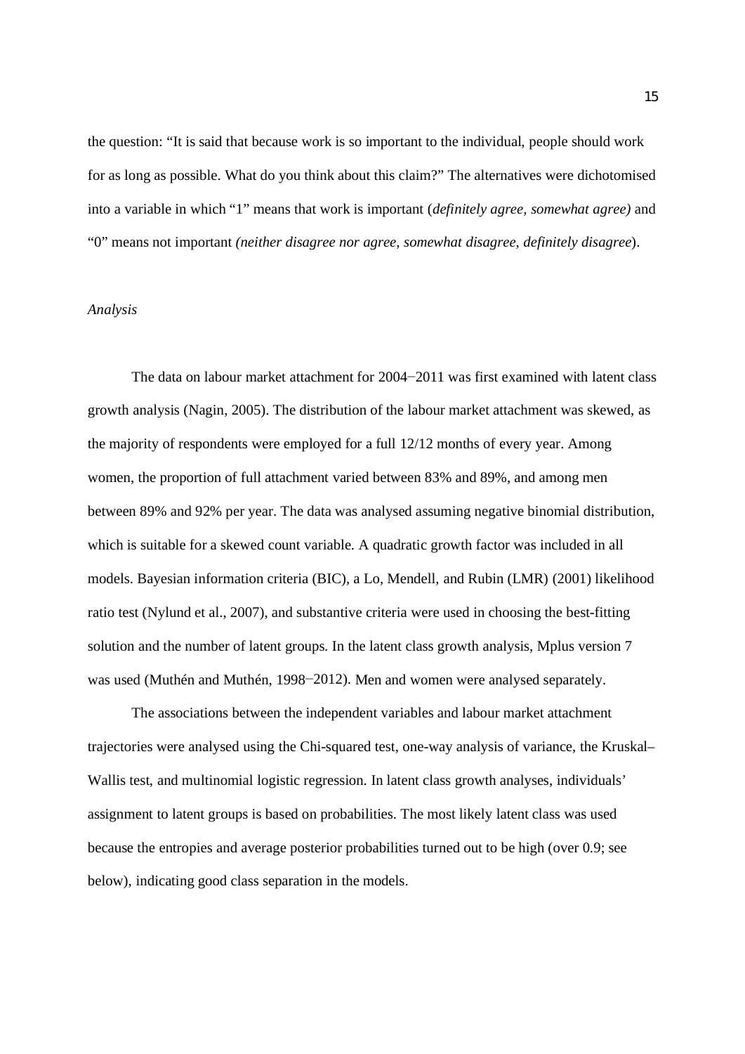the question: “It is said that because work is so important to the individual, people should work for as long as possible. What do you think about this claim?” The alternatives were dichotomised into a variable in which “1” means that work is important (*definitely agree, somewhat agree)* and “0” means not important *(neither disagree nor agree, somewhat disagree, definitely disagree*).

*Analysis*

The data on labour market attachment for 2004−2011 was first examined with latent class growth analysis (Nagin, 2005). The distribution of the labour market attachment was skewed, as the majority of respondents were employed for a full 12/12 months of every year. Among women, the proportion of full attachment varied between 83% and 89%, and among men between 89% and 92% per year. The data was analysed assuming negative binomial distribution, which is suitable for a skewed count variable. A quadratic growth factor was included in all models. Bayesian information criteria (BIC), a Lo, Mendell, and Rubin (LMR) (2001) likelihood ratio test (Nylund et al., 2007), and substantive criteria were used in choosing the best-fitting solution and the number of latent groups. In the latent class growth analysis, Mplus version 7 was used (Muthén and Muthén, 1998−2012). Men and women were analysed separately.

The associations between the independent variables and labour market attachment trajectories were analysed using the Chi-squared test, one-way analysis of variance, the Kruskal–Wallis test, and multinomial logistic regression. In latent class growth analyses, individuals’ assignment to latent groups is based on probabilities. The most likely latent class was used because the entropies and average posterior probabilities turned out to be high (over 0.9; see below), indicating good class separation in the models.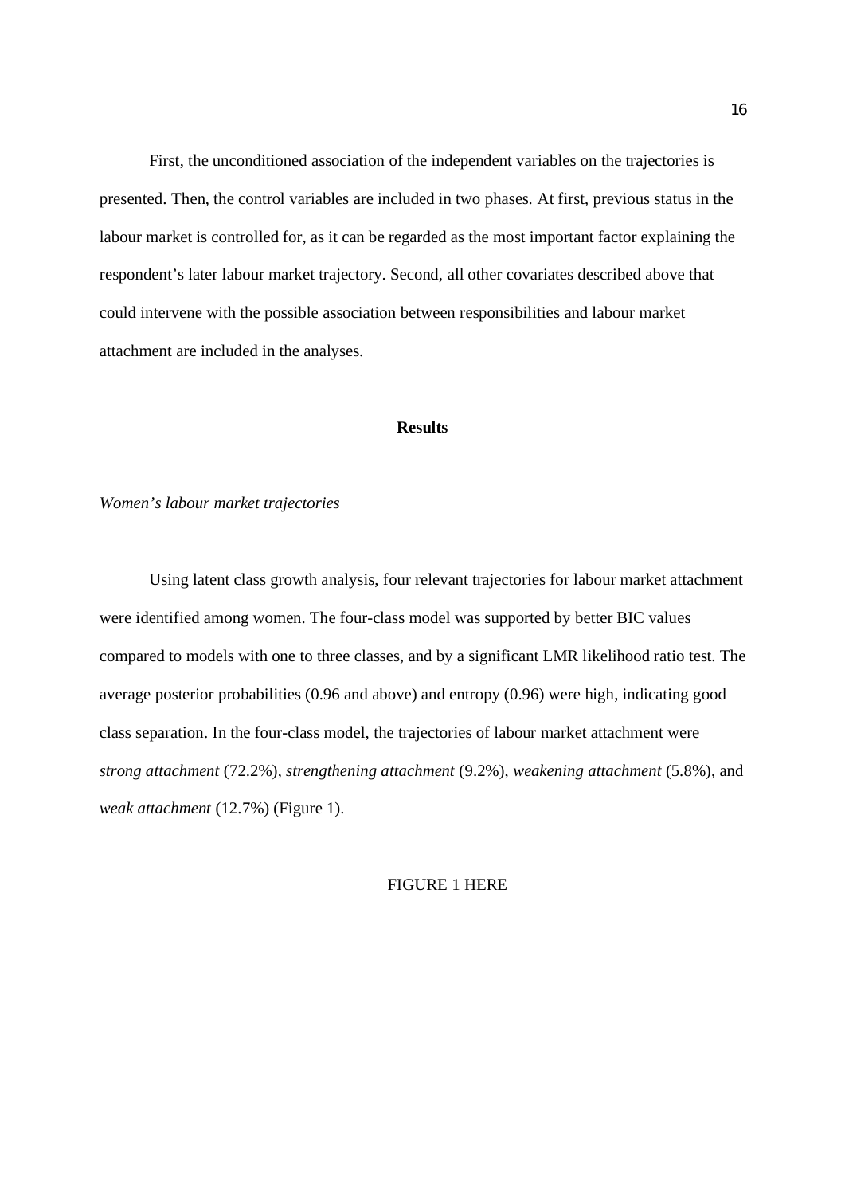First, the unconditioned association of the independent variables on the trajectories is presented. Then, the control variables are included in two phases. At first, previous status in the labour market is controlled for, as it can be regarded as the most important factor explaining the respondent's later labour market trajectory. Second, all other covariates described above that could intervene with the possible association between responsibilities and labour market attachment are included in the analyses.

## Results

### *Women's labour market trajectories*

Using latent class growth analysis, four relevant trajectories for labour market attachment were identified among women. The four-class model was supported by better BIC values compared to models with one to three classes, and by a significant LMR likelihood ratio test. The average posterior probabilities (0.96 and above) and entropy (0.96) were high, indicating good class separation. In the four-class model, the trajectories of labour market attachment were *strong attachment* (72.2%), *strengthening attachment* (9.2%), *weakening attachment* (5.8%), and *weak attachment* (12.7%) (Figure 1).

FIGURE 1 HERE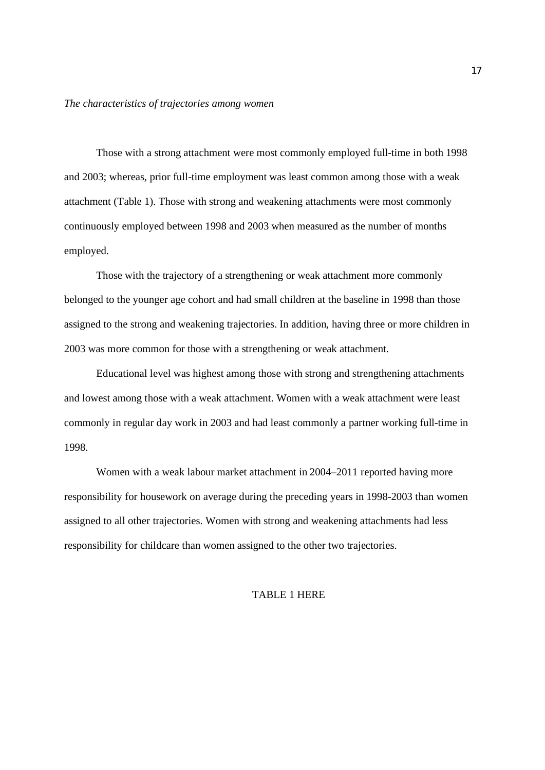*The characteristics of trajectories among women*

Those with a strong attachment were most commonly employed full-time in both 1998 and 2003; whereas, prior full-time employment was least common among those with a weak attachment (Table 1). Those with strong and weakening attachments were most commonly continuously employed between 1998 and 2003 when measured as the number of months employed.

Those with the trajectory of a strengthening or weak attachment more commonly belonged to the younger age cohort and had small children at the baseline in 1998 than those assigned to the strong and weakening trajectories. In addition, having three or more children in 2003 was more common for those with a strengthening or weak attachment.

Educational level was highest among those with strong and strengthening attachments and lowest among those with a weak attachment. Women with a weak attachment were least commonly in regular day work in 2003 and had least commonly a partner working full-time in 1998.

Women with a weak labour market attachment in 2004–2011 reported having more responsibility for housework on average during the preceding years in 1998-2003 than women assigned to all other trajectories. Women with strong and weakening attachments had less responsibility for childcare than women assigned to the other two trajectories.

TABLE 1 HERE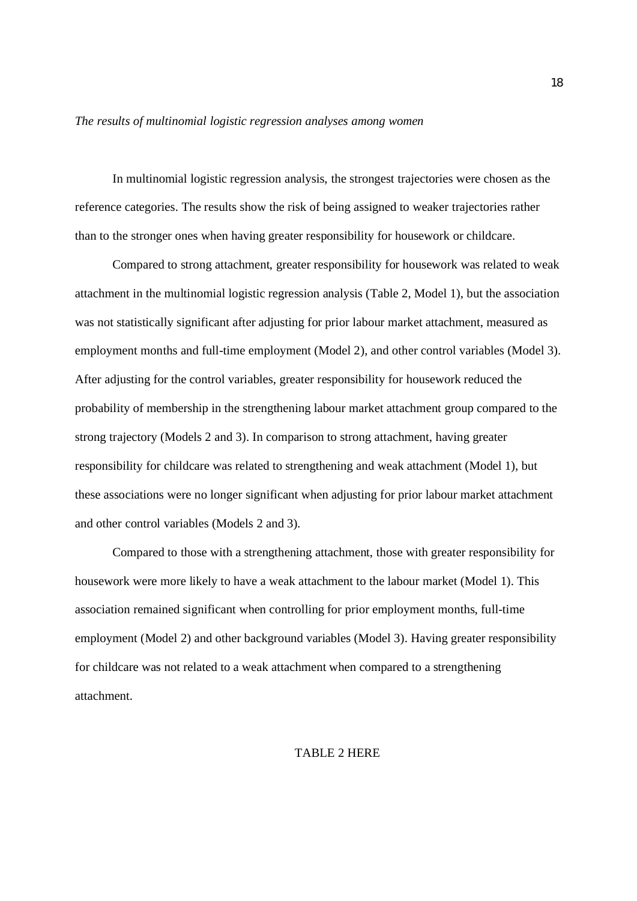*The results of multinomial logistic regression analyses among women*

In multinomial logistic regression analysis, the strongest trajectories were chosen as the reference categories. The results show the risk of being assigned to weaker trajectories rather than to the stronger ones when having greater responsibility for housework or childcare.

Compared to strong attachment, greater responsibility for housework was related to weak attachment in the multinomial logistic regression analysis (Table 2, Model 1), but the association was not statistically significant after adjusting for prior labour market attachment, measured as employment months and full-time employment (Model 2), and other control variables (Model 3). After adjusting for the control variables, greater responsibility for housework reduced the probability of membership in the strengthening labour market attachment group compared to the strong trajectory (Models 2 and 3). In comparison to strong attachment, having greater responsibility for childcare was related to strengthening and weak attachment (Model 1), but these associations were no longer significant when adjusting for prior labour market attachment and other control variables (Models 2 and 3).

Compared to those with a strengthening attachment, those with greater responsibility for housework were more likely to have a weak attachment to the labour market (Model 1). This association remained significant when controlling for prior employment months, full-time employment (Model 2) and other background variables (Model 3). Having greater responsibility for childcare was not related to a weak attachment when compared to a strengthening attachment.

TABLE 2 HERE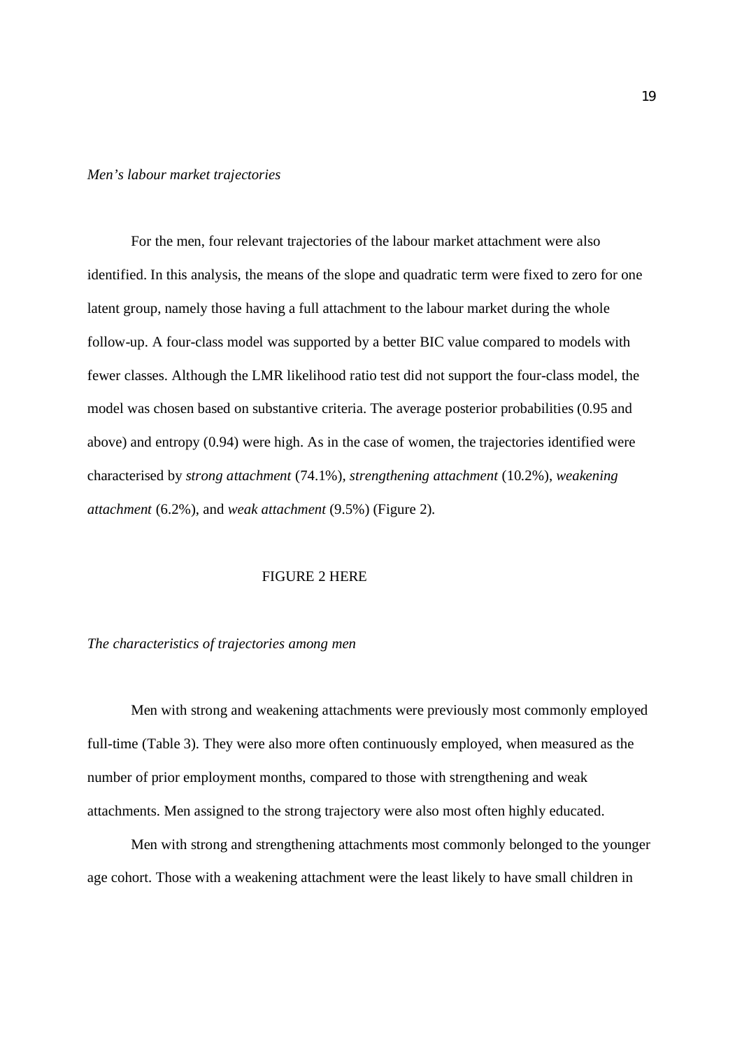*Men's labour market trajectories*

For the men, four relevant trajectories of the labour market attachment were also identified. In this analysis, the means of the slope and quadratic term were fixed to zero for one latent group, namely those having a full attachment to the labour market during the whole follow-up. A four-class model was supported by a better BIC value compared to models with fewer classes. Although the LMR likelihood ratio test did not support the four-class model, the model was chosen based on substantive criteria. The average posterior probabilities (0.95 and above) and entropy (0.94) were high. As in the case of women, the trajectories identified were characterised by *strong attachment* (74.1%), *strengthening attachment* (10.2%), *weakening attachment* (6.2%), and *weak attachment* (9.5%) (Figure 2).

FIGURE 2 HERE

*The characteristics of trajectories among men*

Men with strong and weakening attachments were previously most commonly employed full-time (Table 3). They were also more often continuously employed, when measured as the number of prior employment months, compared to those with strengthening and weak attachments. Men assigned to the strong trajectory were also most often highly educated.

Men with strong and strengthening attachments most commonly belonged to the younger age cohort. Those with a weakening attachment were the least likely to have small children in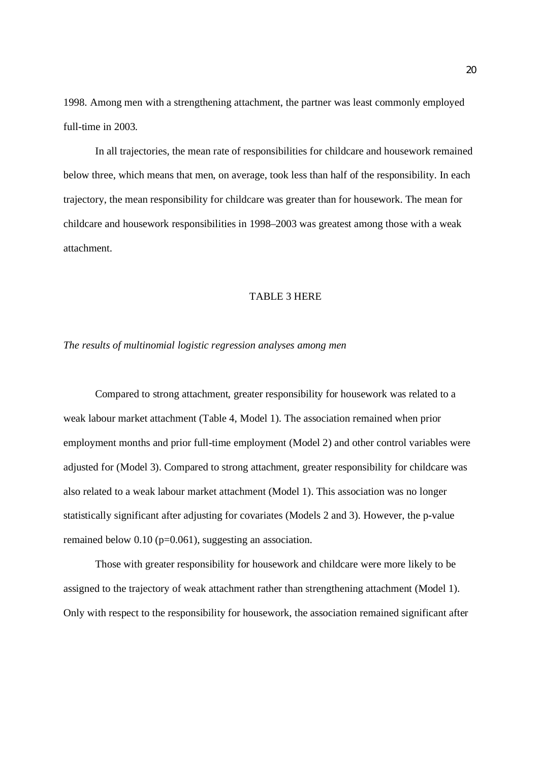1998. Among men with a strengthening attachment, the partner was least commonly employed full-time in 2003.

In all trajectories, the mean rate of responsibilities for childcare and housework remained below three, which means that men, on average, took less than half of the responsibility. In each trajectory, the mean responsibility for childcare was greater than for housework. The mean for childcare and housework responsibilities in 1998–2003 was greatest among those with a weak attachment.

TABLE 3 HERE

*The results of multinomial logistic regression analyses among men*

Compared to strong attachment, greater responsibility for housework was related to a weak labour market attachment (Table 4, Model 1). The association remained when prior employment months and prior full-time employment (Model 2) and other control variables were adjusted for (Model 3). Compared to strong attachment, greater responsibility for childcare was also related to a weak labour market attachment (Model 1). This association was no longer statistically significant after adjusting for covariates (Models 2 and 3). However, the p-value remained below 0.10 ($p=0.061$), suggesting an association.

Those with greater responsibility for housework and childcare were more likely to be assigned to the trajectory of weak attachment rather than strengthening attachment (Model 1). Only with respect to the responsibility for housework, the association remained significant after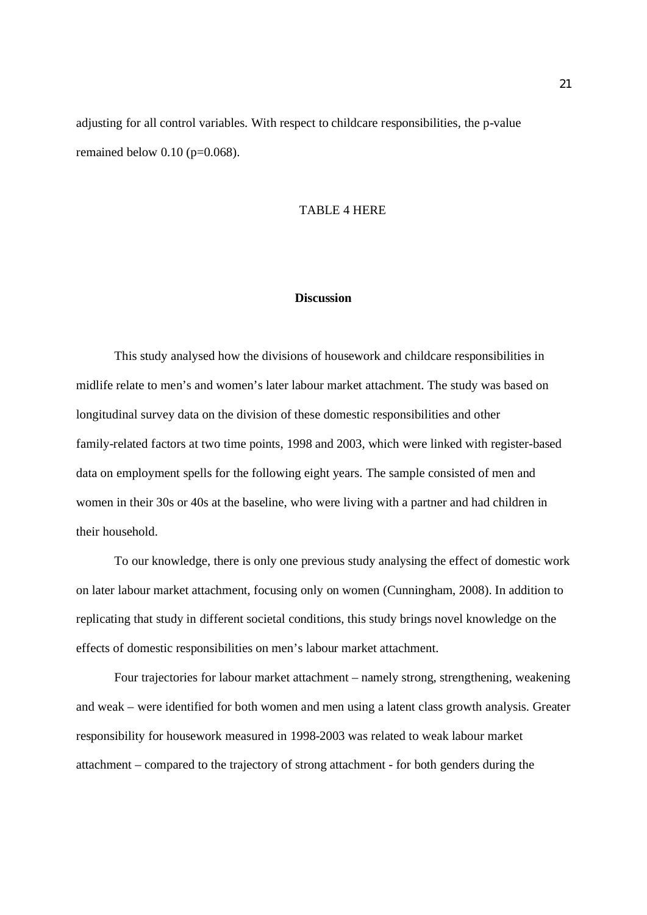adjusting for all control variables. With respect to childcare responsibilities, the p-value remained below 0.10 ($p=0.068$).

TABLE 4 HERE

## Discussion

This study analysed how the divisions of housework and childcare responsibilities in midlife relate to men's and women's later labour market attachment. The study was based on longitudinal survey data on the division of these domestic responsibilities and other family-related factors at two time points, 1998 and 2003, which were linked with register-based data on employment spells for the following eight years. The sample consisted of men and women in their 30s or 40s at the baseline, who were living with a partner and had children in their household.

To our knowledge, there is only one previous study analysing the effect of domestic work on later labour market attachment, focusing only on women (Cunningham, 2008). In addition to replicating that study in different societal conditions, this study brings novel knowledge on the effects of domestic responsibilities on men's labour market attachment.

Four trajectories for labour market attachment – namely strong, strengthening, weakening and weak – were identified for both women and men using a latent class growth analysis. Greater responsibility for housework measured in 1998-2003 was related to weak labour market attachment – compared to the trajectory of strong attachment - for both genders during the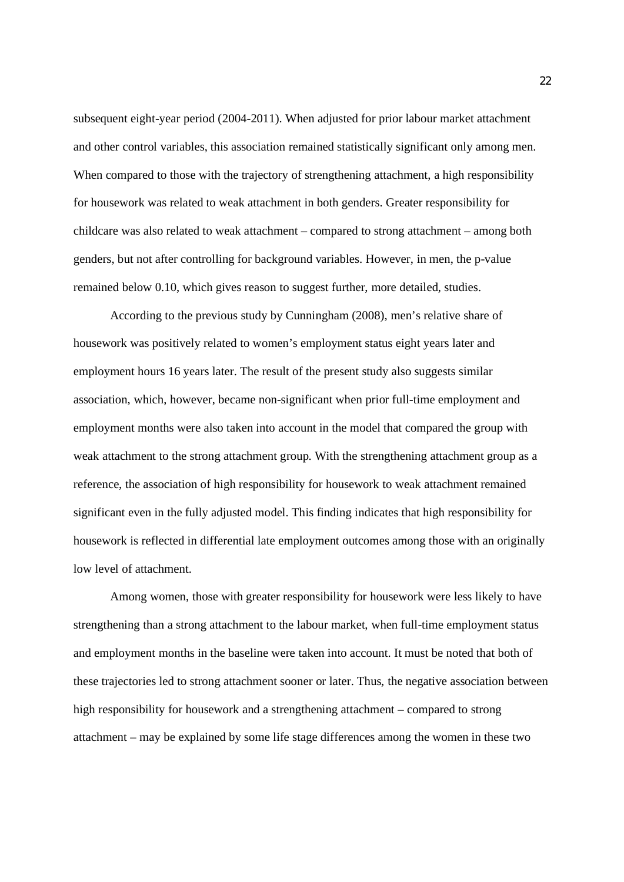subsequent eight-year period (2004-2011). When adjusted for prior labour market attachment and other control variables, this association remained statistically significant only among men. When compared to those with the trajectory of strengthening attachment, a high responsibility for housework was related to weak attachment in both genders. Greater responsibility for childcare was also related to weak attachment – compared to strong attachment – among both genders, but not after controlling for background variables. However, in men, the p-value remained below 0.10, which gives reason to suggest further, more detailed, studies.

According to the previous study by Cunningham (2008), men's relative share of housework was positively related to women's employment status eight years later and employment hours 16 years later. The result of the present study also suggests similar association, which, however, became non-significant when prior full-time employment and employment months were also taken into account in the model that compared the group with weak attachment to the strong attachment group. With the strengthening attachment group as a reference, the association of high responsibility for housework to weak attachment remained significant even in the fully adjusted model. This finding indicates that high responsibility for housework is reflected in differential late employment outcomes among those with an originally low level of attachment.

Among women, those with greater responsibility for housework were less likely to have strengthening than a strong attachment to the labour market, when full-time employment status and employment months in the baseline were taken into account. It must be noted that both of these trajectories led to strong attachment sooner or later. Thus, the negative association between high responsibility for housework and a strengthening attachment – compared to strong attachment – may be explained by some life stage differences among the women in these two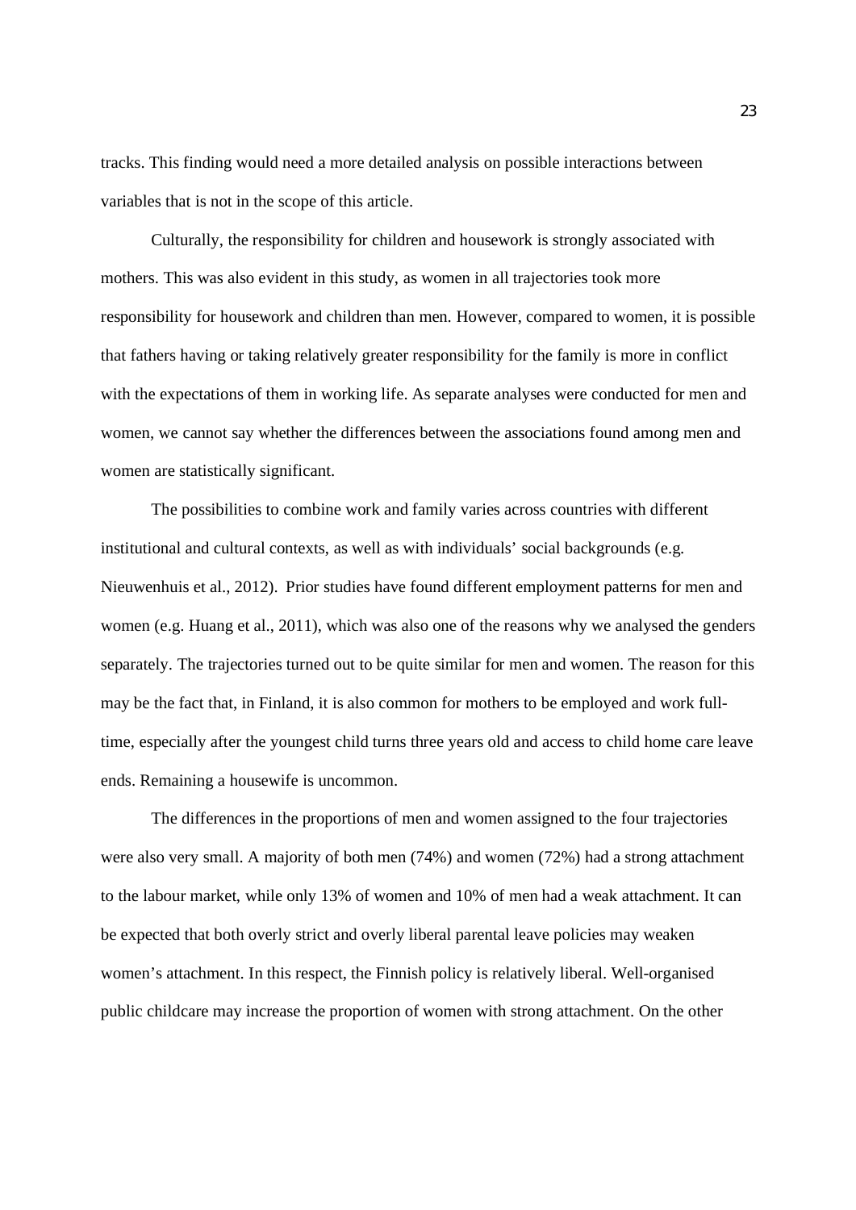tracks. This finding would need a more detailed analysis on possible interactions between variables that is not in the scope of this article.

Culturally, the responsibility for children and housework is strongly associated with mothers. This was also evident in this study, as women in all trajectories took more responsibility for housework and children than men. However, compared to women, it is possible that fathers having or taking relatively greater responsibility for the family is more in conflict with the expectations of them in working life. As separate analyses were conducted for men and women, we cannot say whether the differences between the associations found among men and women are statistically significant.

The possibilities to combine work and family varies across countries with different institutional and cultural contexts, as well as with individuals' social backgrounds (e.g. Nieuwenhuis et al., 2012). Prior studies have found different employment patterns for men and women (e.g. Huang et al., 2011), which was also one of the reasons why we analysed the genders separately. The trajectories turned out to be quite similar for men and women. The reason for this may be the fact that, in Finland, it is also common for mothers to be employed and work full-time, especially after the youngest child turns three years old and access to child home care leave ends. Remaining a housewife is uncommon.

The differences in the proportions of men and women assigned to the four trajectories were also very small. A majority of both men (74%) and women (72%) had a strong attachment to the labour market, while only 13% of women and 10% of men had a weak attachment. It can be expected that both overly strict and overly liberal parental leave policies may weaken women's attachment. In this respect, the Finnish policy is relatively liberal. Well-organised public childcare may increase the proportion of women with strong attachment. On the other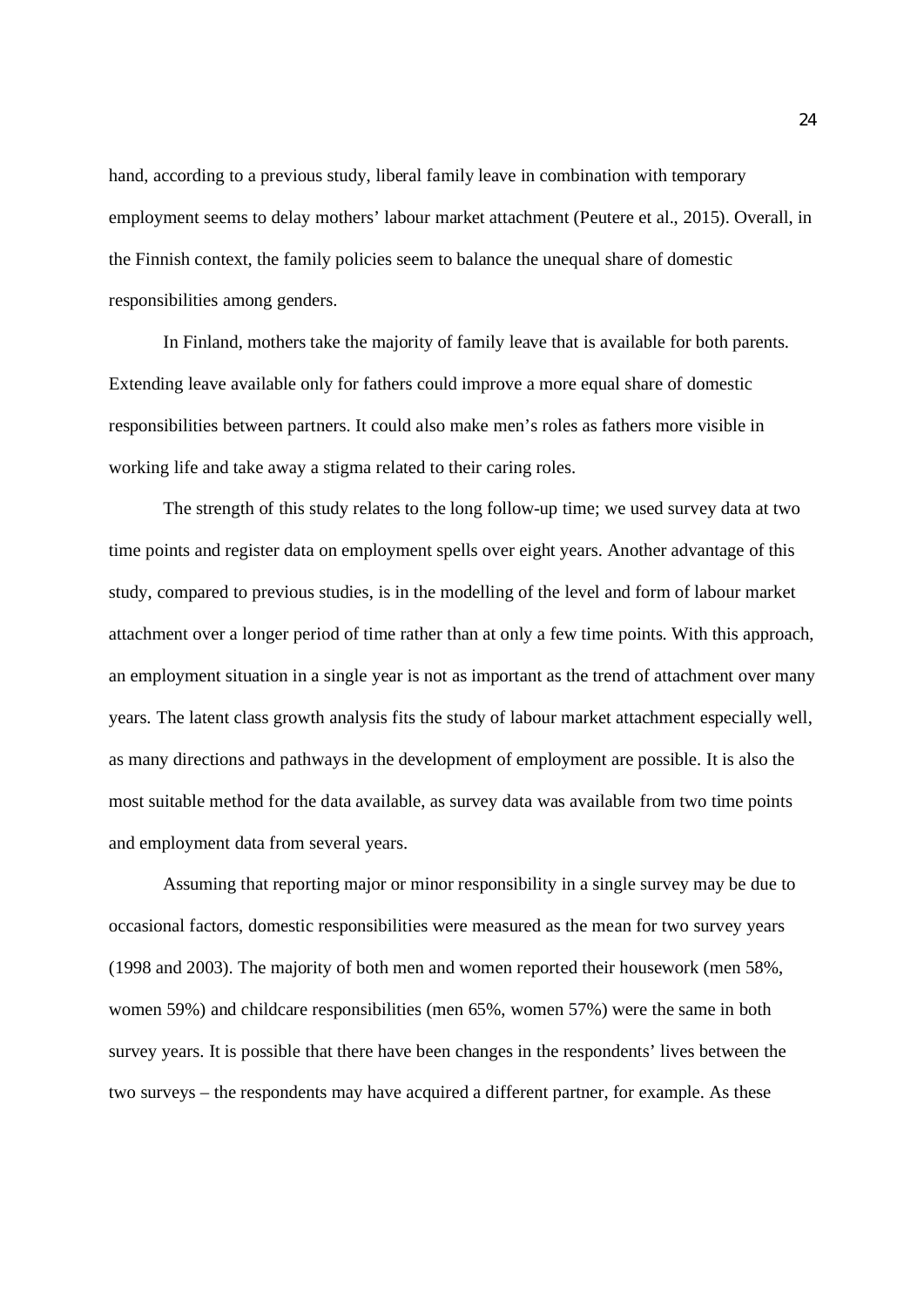hand, according to a previous study, liberal family leave in combination with temporary employment seems to delay mothers' labour market attachment (Peutere et al., 2015). Overall, in the Finnish context, the family policies seem to balance the unequal share of domestic responsibilities among genders.

In Finland, mothers take the majority of family leave that is available for both parents. Extending leave available only for fathers could improve a more equal share of domestic responsibilities between partners. It could also make men's roles as fathers more visible in working life and take away a stigma related to their caring roles.

The strength of this study relates to the long follow-up time; we used survey data at two time points and register data on employment spells over eight years. Another advantage of this study, compared to previous studies, is in the modelling of the level and form of labour market attachment over a longer period of time rather than at only a few time points. With this approach, an employment situation in a single year is not as important as the trend of attachment over many years. The latent class growth analysis fits the study of labour market attachment especially well, as many directions and pathways in the development of employment are possible. It is also the most suitable method for the data available, as survey data was available from two time points and employment data from several years.

Assuming that reporting major or minor responsibility in a single survey may be due to occasional factors, domestic responsibilities were measured as the mean for two survey years (1998 and 2003). The majority of both men and women reported their housework (men 58%, women 59%) and childcare responsibilities (men 65%, women 57%) were the same in both survey years. It is possible that there have been changes in the respondents' lives between the two surveys – the respondents may have acquired a different partner, for example. As these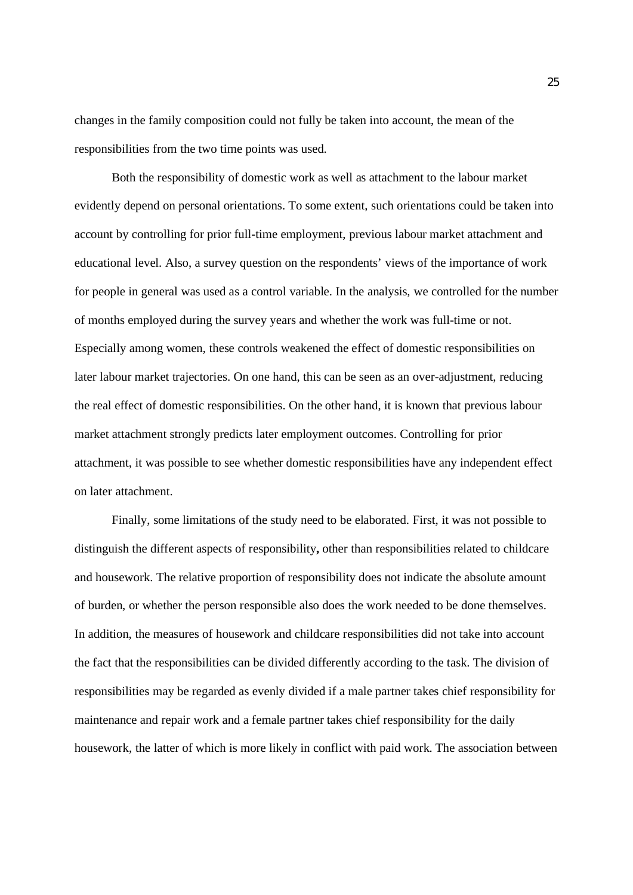changes in the family composition could not fully be taken into account, the mean of the responsibilities from the two time points was used.

Both the responsibility of domestic work as well as attachment to the labour market evidently depend on personal orientations. To some extent, such orientations could be taken into account by controlling for prior full-time employment, previous labour market attachment and educational level. Also, a survey question on the respondents' views of the importance of work for people in general was used as a control variable. In the analysis, we controlled for the number of months employed during the survey years and whether the work was full-time or not. Especially among women, these controls weakened the effect of domestic responsibilities on later labour market trajectories. On one hand, this can be seen as an over-adjustment, reducing the real effect of domestic responsibilities. On the other hand, it is known that previous labour market attachment strongly predicts later employment outcomes. Controlling for prior attachment, it was possible to see whether domestic responsibilities have any independent effect on later attachment.

Finally, some limitations of the study need to be elaborated. First, it was not possible to distinguish the different aspects of responsibility**,** other than responsibilities related to childcare and housework. The relative proportion of responsibility does not indicate the absolute amount of burden, or whether the person responsible also does the work needed to be done themselves. In addition, the measures of housework and childcare responsibilities did not take into account the fact that the responsibilities can be divided differently according to the task. The division of responsibilities may be regarded as evenly divided if a male partner takes chief responsibility for maintenance and repair work and a female partner takes chief responsibility for the daily housework, the latter of which is more likely in conflict with paid work. The association between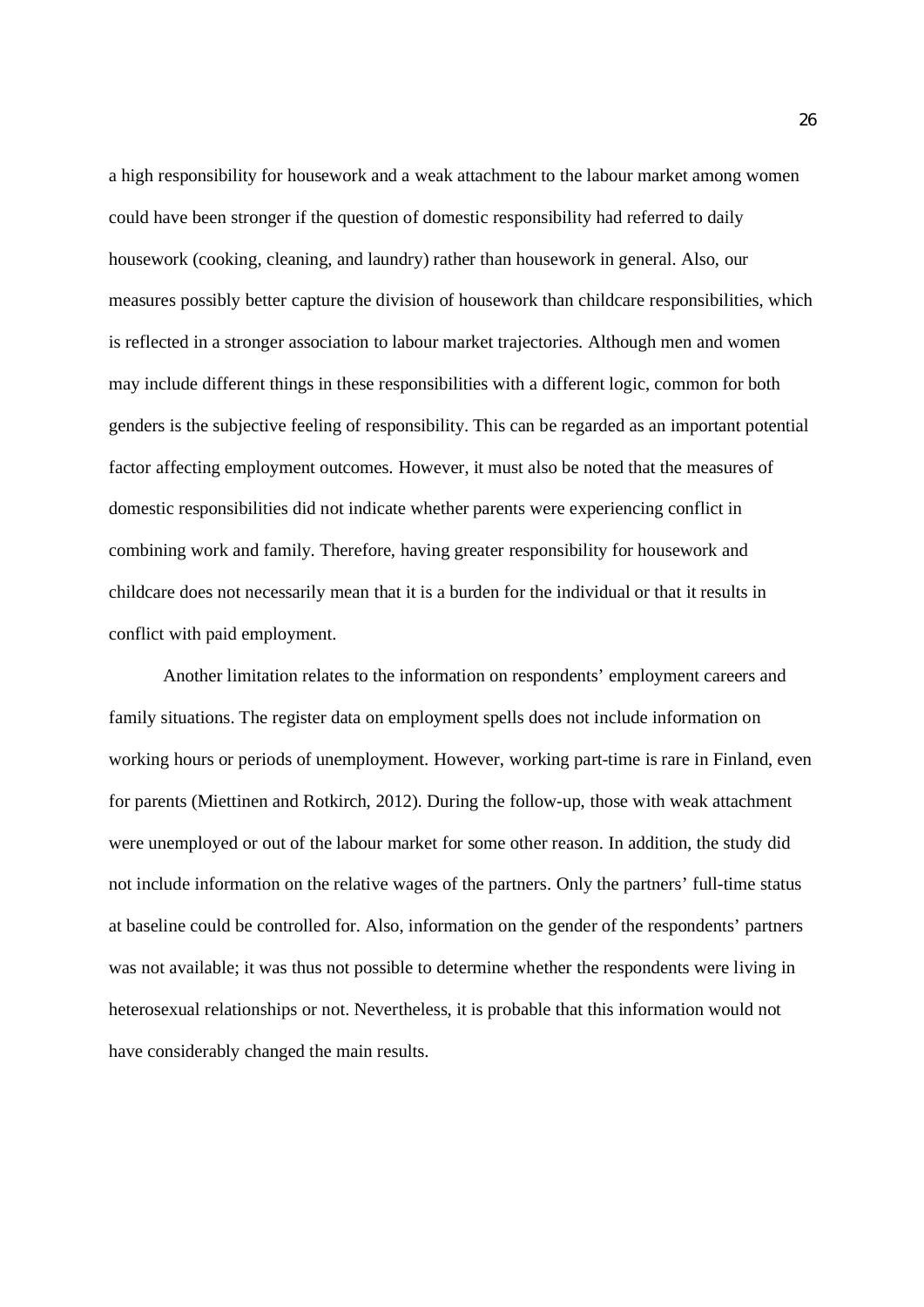a high responsibility for housework and a weak attachment to the labour market among women could have been stronger if the question of domestic responsibility had referred to daily housework (cooking, cleaning, and laundry) rather than housework in general. Also, our measures possibly better capture the division of housework than childcare responsibilities, which is reflected in a stronger association to labour market trajectories. Although men and women may include different things in these responsibilities with a different logic, common for both genders is the subjective feeling of responsibility. This can be regarded as an important potential factor affecting employment outcomes. However, it must also be noted that the measures of domestic responsibilities did not indicate whether parents were experiencing conflict in combining work and family. Therefore, having greater responsibility for housework and childcare does not necessarily mean that it is a burden for the individual or that it results in conflict with paid employment.

Another limitation relates to the information on respondents' employment careers and family situations. The register data on employment spells does not include information on working hours or periods of unemployment. However, working part-time is rare in Finland, even for parents (Miettinen and Rotkirch, 2012). During the follow-up, those with weak attachment were unemployed or out of the labour market for some other reason. In addition, the study did not include information on the relative wages of the partners. Only the partners' full-time status at baseline could be controlled for. Also, information on the gender of the respondents' partners was not available; it was thus not possible to determine whether the respondents were living in heterosexual relationships or not. Nevertheless, it is probable that this information would not have considerably changed the main results.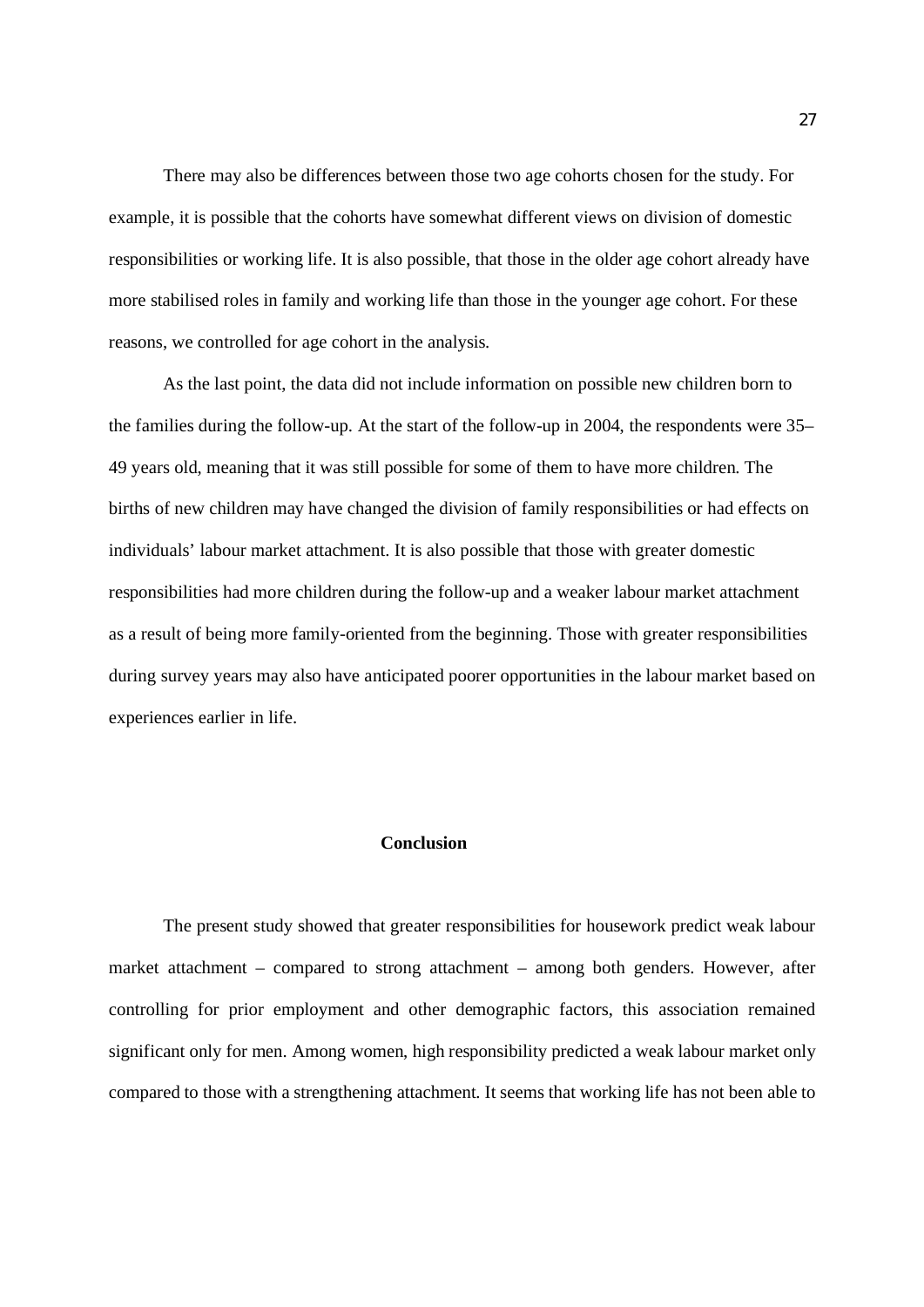There may also be differences between those two age cohorts chosen for the study. For example, it is possible that the cohorts have somewhat different views on division of domestic responsibilities or working life. It is also possible, that those in the older age cohort already have more stabilised roles in family and working life than those in the younger age cohort. For these reasons, we controlled for age cohort in the analysis.

As the last point, the data did not include information on possible new children born to the families during the follow-up. At the start of the follow-up in 2004, the respondents were 35–49 years old, meaning that it was still possible for some of them to have more children. The births of new children may have changed the division of family responsibilities or had effects on individuals' labour market attachment. It is also possible that those with greater domestic responsibilities had more children during the follow-up and a weaker labour market attachment as a result of being more family-oriented from the beginning. Those with greater responsibilities during survey years may also have anticipated poorer opportunities in the labour market based on experiences earlier in life.

## Conclusion

The present study showed that greater responsibilities for housework predict weak labour market attachment – compared to strong attachment – among both genders. However, after controlling for prior employment and other demographic factors, this association remained significant only for men. Among women, high responsibility predicted a weak labour market only compared to those with a strengthening attachment. It seems that working life has not been able to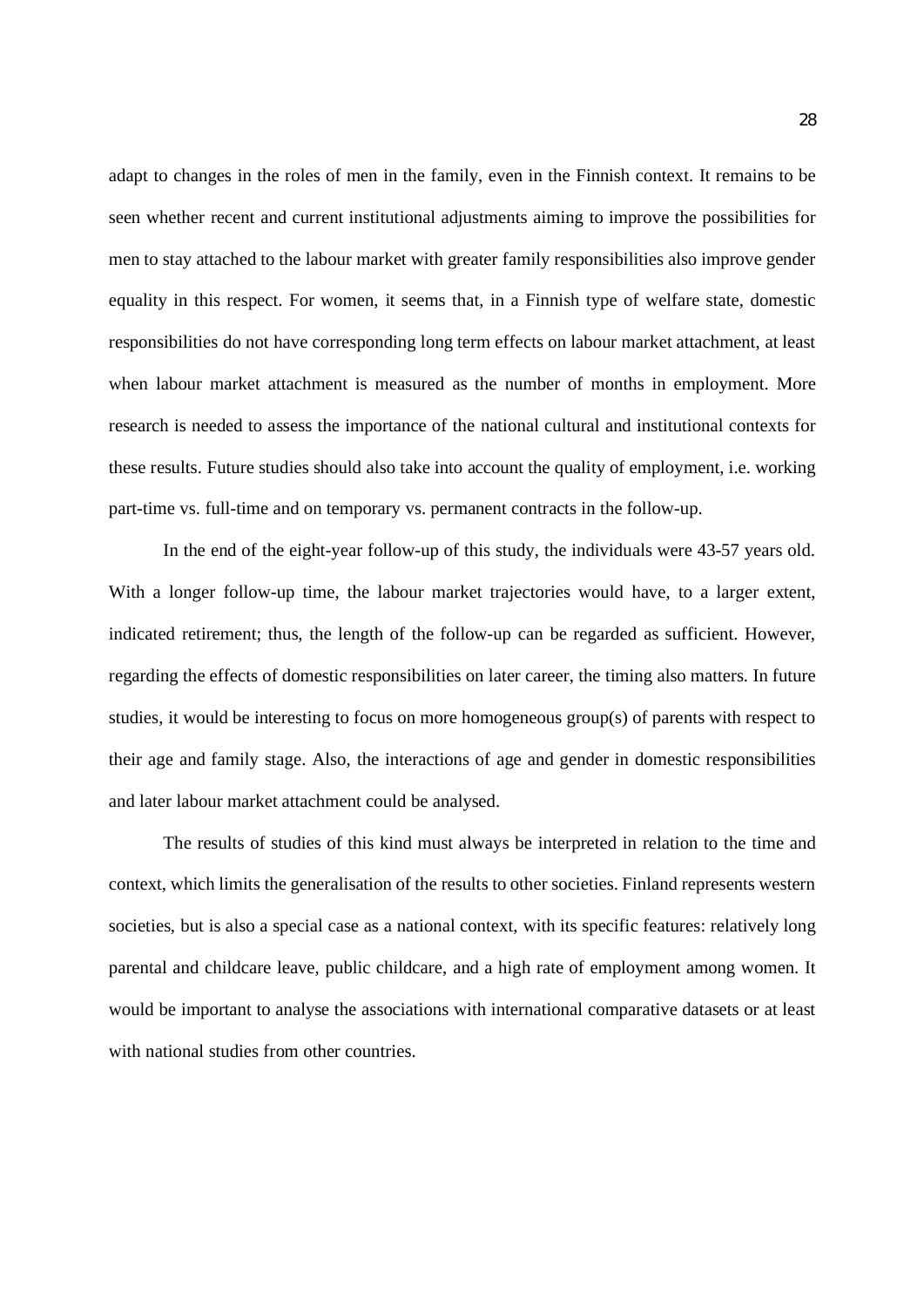adapt to changes in the roles of men in the family, even in the Finnish context. It remains to be seen whether recent and current institutional adjustments aiming to improve the possibilities for men to stay attached to the labour market with greater family responsibilities also improve gender equality in this respect. For women, it seems that, in a Finnish type of welfare state, domestic responsibilities do not have corresponding long term effects on labour market attachment, at least when labour market attachment is measured as the number of months in employment. More research is needed to assess the importance of the national cultural and institutional contexts for these results. Future studies should also take into account the quality of employment, i.e. working part-time vs. full-time and on temporary vs. permanent contracts in the follow-up.

In the end of the eight-year follow-up of this study, the individuals were 43-57 years old. With a longer follow-up time, the labour market trajectories would have, to a larger extent, indicated retirement; thus, the length of the follow-up can be regarded as sufficient. However, regarding the effects of domestic responsibilities on later career, the timing also matters. In future studies, it would be interesting to focus on more homogeneous group(s) of parents with respect to their age and family stage. Also, the interactions of age and gender in domestic responsibilities and later labour market attachment could be analysed.

The results of studies of this kind must always be interpreted in relation to the time and context, which limits the generalisation of the results to other societies. Finland represents western societies, but is also a special case as a national context, with its specific features: relatively long parental and childcare leave, public childcare, and a high rate of employment among women. It would be important to analyse the associations with international comparative datasets or at least with national studies from other countries.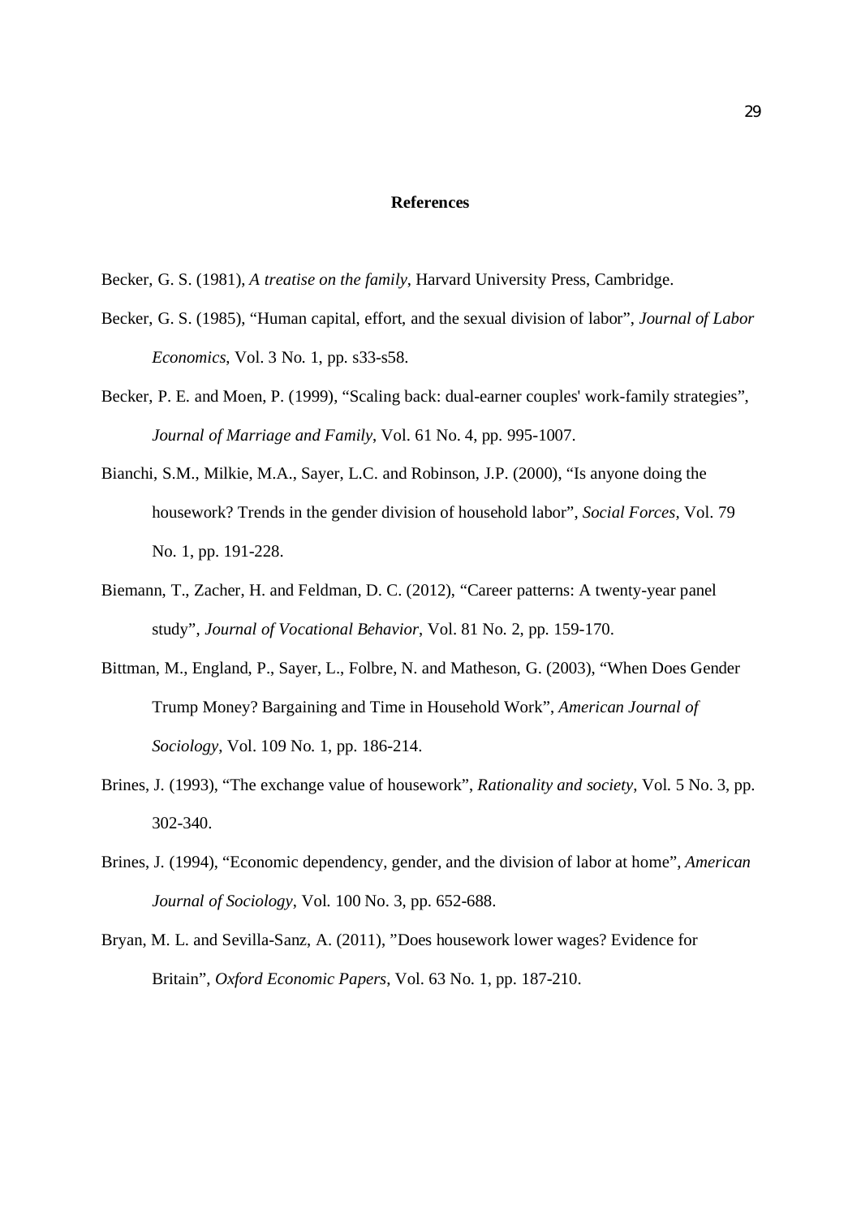## References

Becker, G. S. (1981), *A treatise on the family*, Harvard University Press, Cambridge.

Becker, G. S. (1985), "Human capital, effort, and the sexual division of labor", *Journal of Labor Economics*, Vol. 3 No. 1, pp. s33-s58.

Becker, P. E. and Moen, P. (1999), "Scaling back: dual-earner couples' work-family strategies", *Journal of Marriage and Family*, Vol. 61 No. 4, pp. 995-1007.

Bianchi, S.M., Milkie, M.A., Sayer, L.C. and Robinson, J.P. (2000), "Is anyone doing the housework? Trends in the gender division of household labor", *Social Forces*, Vol. 79 No. 1, pp. 191-228.

Biemann, T., Zacher, H. and Feldman, D. C. (2012), "Career patterns: A twenty-year panel study", *Journal of Vocational Behavior*, Vol. 81 No. 2, pp. 159-170.

Bittman, M., England, P., Sayer, L., Folbre, N. and Matheson, G. (2003), "When Does Gender Trump Money? Bargaining and Time in Household Work", *American Journal of Sociology*, Vol. 109 No. 1, pp. 186-214.

Brines, J. (1993), "The exchange value of housework", *Rationality and society*, Vol. 5 No. 3, pp. 302-340.

Brines, J. (1994), "Economic dependency, gender, and the division of labor at home", *American Journal of Sociology*, Vol. 100 No. 3, pp. 652-688.

Bryan, M. L. and Sevilla-Sanz, A. (2011), "Does housework lower wages? Evidence for Britain", *Oxford Economic Papers*, Vol. 63 No. 1, pp. 187-210.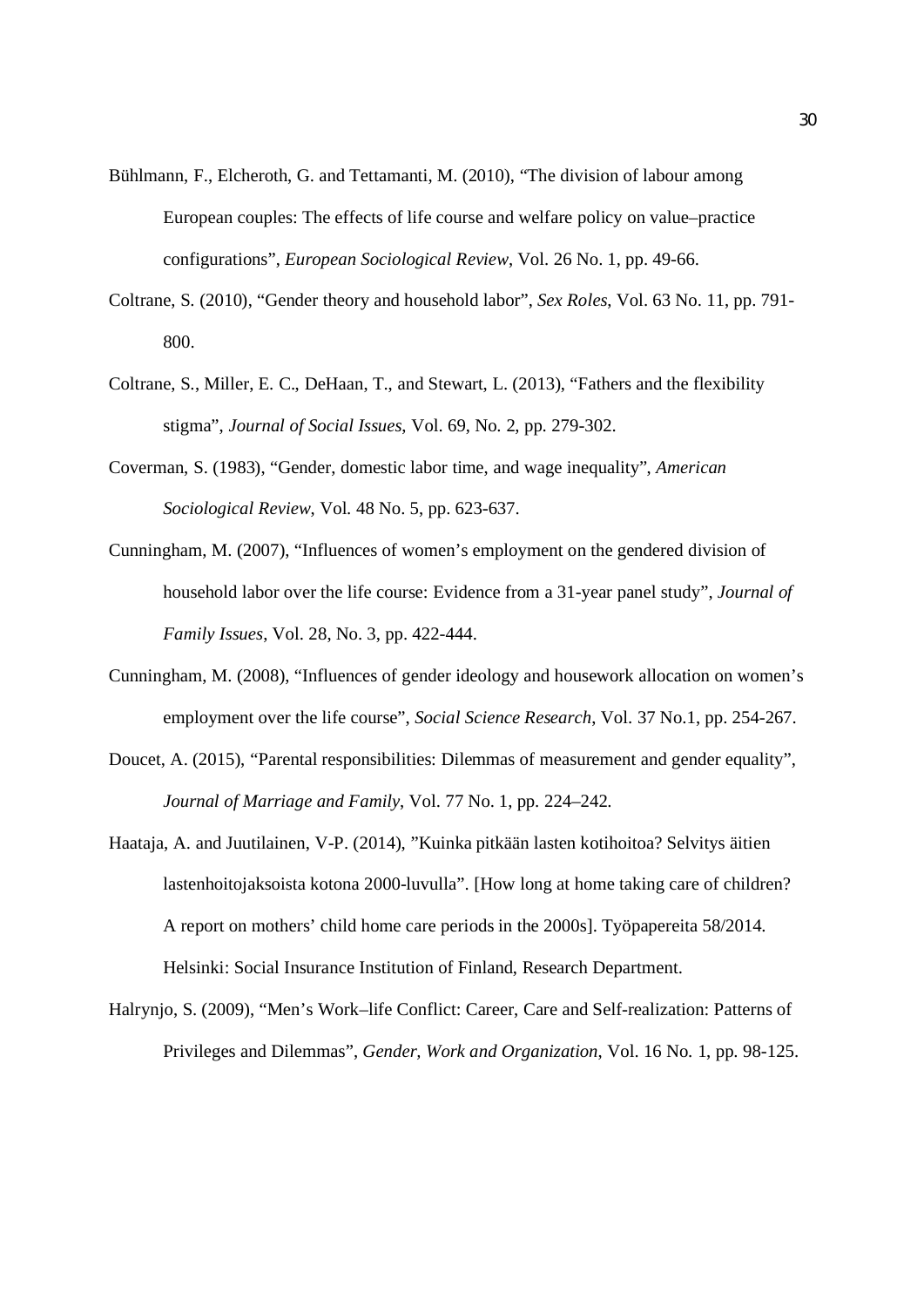Bühlmann, F., Elcheroth, G. and Tettamanti, M. (2010), "The division of labour among European couples: The effects of life course and welfare policy on value–practice configurations", *European Sociological Review*, Vol. 26 No. 1, pp. 49-66.

Coltrane, S. (2010), "Gender theory and household labor", *Sex Roles*, Vol. 63 No. 11, pp. 791-800.

Coltrane, S., Miller, E. C., DeHaan, T., and Stewart, L. (2013), "Fathers and the flexibility stigma", *Journal of Social Issues*, Vol. 69, No. 2, pp. 279-302.

Coverman, S. (1983), "Gender, domestic labor time, and wage inequality", *American Sociological Review*, Vol. 48 No. 5, pp. 623-637.

Cunningham, M. (2007), "Influences of women's employment on the gendered division of household labor over the life course: Evidence from a 31-year panel study", *Journal of Family Issues*, Vol. 28, No. 3, pp. 422-444.

Cunningham, M. (2008), "Influences of gender ideology and housework allocation on women's employment over the life course", *Social Science Research*, Vol. 37 No.1, pp. 254-267.

Doucet, A. (2015), "Parental responsibilities: Dilemmas of measurement and gender equality", *Journal of Marriage and Family*, Vol. 77 No. 1, pp. 224–242.

Haataja, A. and Juutilainen, V-P. (2014), "Kuinka pitkään lasten kotihoitoa? Selvitys äitien lastenhoitojaksoista kotona 2000-luvulla". [How long at home taking care of children? A report on mothers' child home care periods in the 2000s]. Työpapereita 58/2014. Helsinki: Social Insurance Institution of Finland, Research Department.

Halrynjo, S. (2009), "Men's Work–life Conflict: Career, Care and Self-realization: Patterns of Privileges and Dilemmas", *Gender, Work and Organization*, Vol. 16 No. 1, pp. 98-125.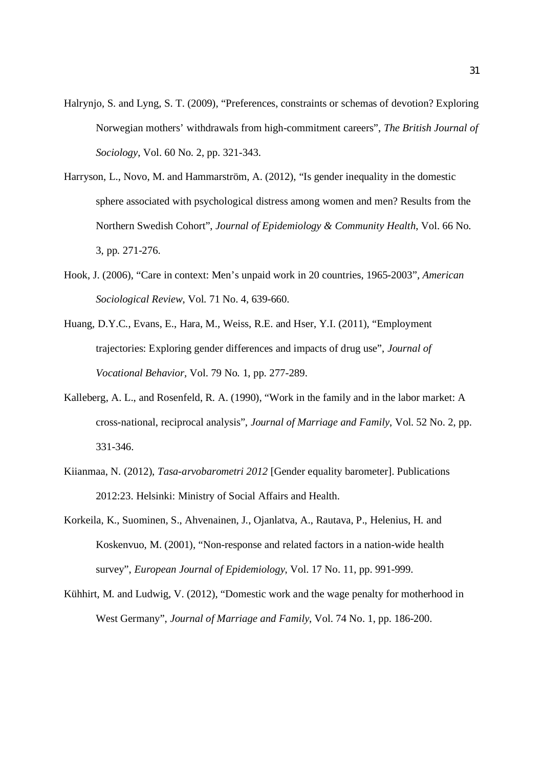Halrynjo, S. and Lyng, S. T. (2009), “Preferences, constraints or schemas of devotion? Exploring Norwegian mothers’ withdrawals from high-commitment careers”, *The British Journal of Sociology*, Vol. 60 No. 2, pp. 321-343.

Harryson, L., Novo, M. and Hammarström, A. (2012), “Is gender inequality in the domestic sphere associated with psychological distress among women and men? Results from the Northern Swedish Cohort”, *Journal of Epidemiology & Community Health*, Vol. 66 No. 3, pp. 271-276.

Hook, J. (2006), “Care in context: Men’s unpaid work in 20 countries, 1965-2003”, *American Sociological Review*, Vol. 71 No. 4, 639-660.

Huang, D.Y.C., Evans, E., Hara, M., Weiss, R.E. and Hser, Y.I. (2011), “Employment trajectories: Exploring gender differences and impacts of drug use”, *Journal of Vocational Behavior*, Vol. 79 No. 1, pp. 277-289.

Kalleberg, A. L., and Rosenfeld, R. A. (1990), “Work in the family and in the labor market: A cross-national, reciprocal analysis”, *Journal of Marriage and Family*, Vol. 52 No. 2, pp. 331-346.

Kiianmaa, N. (2012), *Tasa-arvobarometri 2012* [Gender equality barometer]. Publications 2012:23. Helsinki: Ministry of Social Affairs and Health.

Korkeila, K., Suominen, S., Ahvenainen, J., Ojanlatva, A., Rautava, P., Helenius, H. and Koskenvuo, M. (2001), “Non-response and related factors in a nation-wide health survey”, *European Journal of Epidemiology*, Vol. 17 No. 11, pp. 991-999.

Kühhirt, M. and Ludwig, V. (2012), “Domestic work and the wage penalty for motherhood in West Germany”, *Journal of Marriage and Family*, Vol. 74 No. 1, pp. 186-200.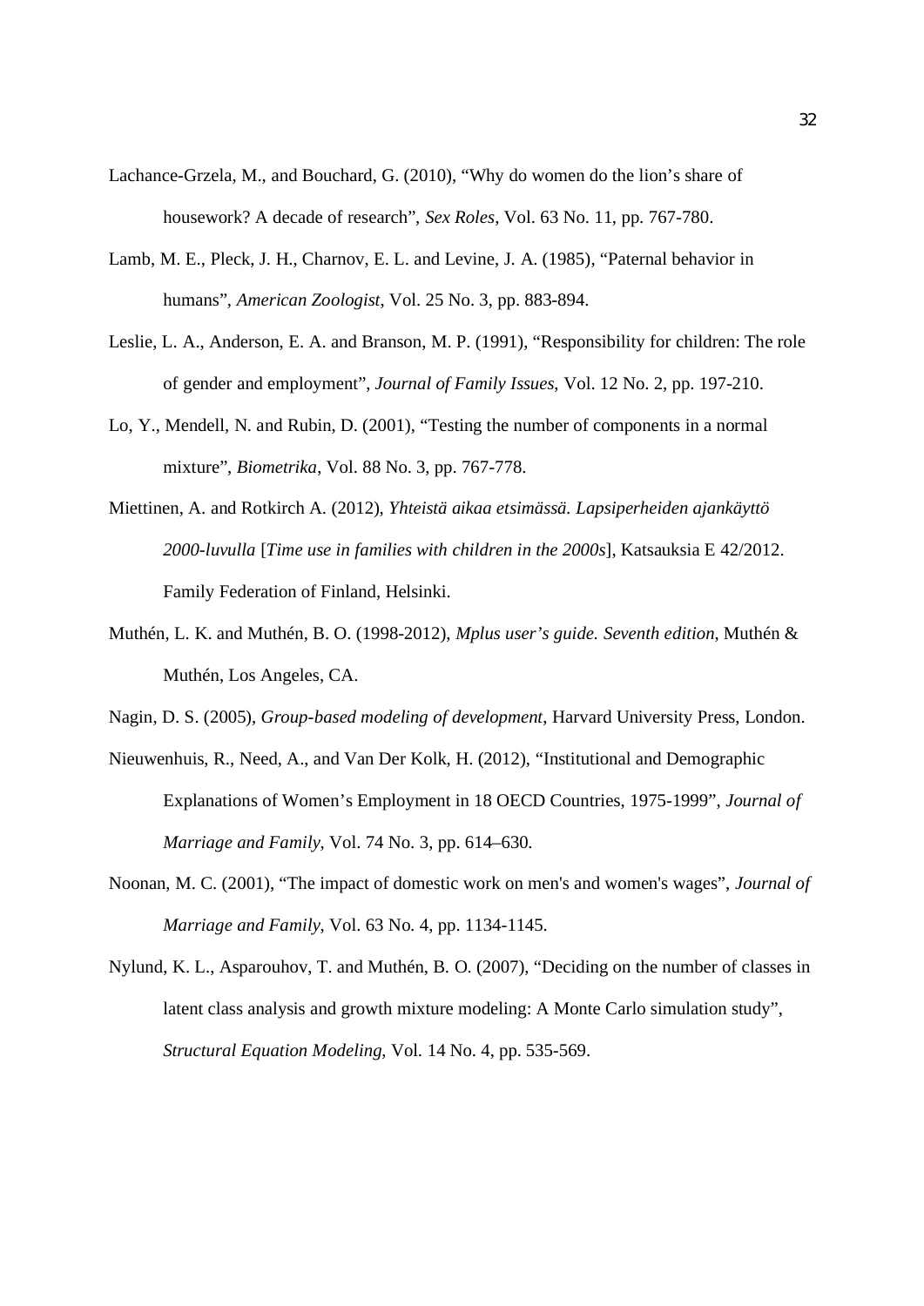Lachance-Grzela, M., and Bouchard, G. (2010), “Why do women do the lion’s share of housework? A decade of research”, *Sex Roles*, Vol. 63 No. 11, pp. 767-780.

Lamb, M. E., Pleck, J. H., Charnov, E. L. and Levine, J. A. (1985), “Paternal behavior in humans”, *American Zoologist*, Vol. 25 No. 3, pp. 883-894.

Leslie, L. A., Anderson, E. A. and Branson, M. P. (1991), “Responsibility for children: The role of gender and employment”, *Journal of Family Issues*, Vol. 12 No. 2, pp. 197-210.

Lo, Y., Mendell, N. and Rubin, D. (2001), “Testing the number of components in a normal mixture”, *Biometrika*, Vol. 88 No. 3, pp. 767-778.

Miettinen, A. and Rotkirch A. (2012), *Yhteistä aikaa etsimässä. Lapsiperheiden ajankäyttö 2000-luvulla* [*Time use in families with children in the 2000s*], Katsauksia E 42/2012. Family Federation of Finland, Helsinki.

Muthén, L. K. and Muthén, B. O. (1998-2012), *Mplus user’s guide. Seventh edition*, Muthén & Muthén, Los Angeles, CA.

Nagin, D. S. (2005), *Group-based modeling of development*, Harvard University Press, London.

Nieuwenhuis, R., Need, A., and Van Der Kolk, H. (2012), “Institutional and Demographic Explanations of Women’s Employment in 18 OECD Countries, 1975-1999”, *Journal of Marriage and Family*, Vol. 74 No. 3, pp. 614–630.

Noonan, M. C. (2001), “The impact of domestic work on men's and women's wages”, *Journal of Marriage and Family*, Vol. 63 No. 4, pp. 1134-1145.

Nylund, K. L., Asparouhov, T. and Muthén, B. O. (2007), “Deciding on the number of classes in latent class analysis and growth mixture modeling: A Monte Carlo simulation study”, *Structural Equation Modeling*, Vol. 14 No. 4, pp. 535-569.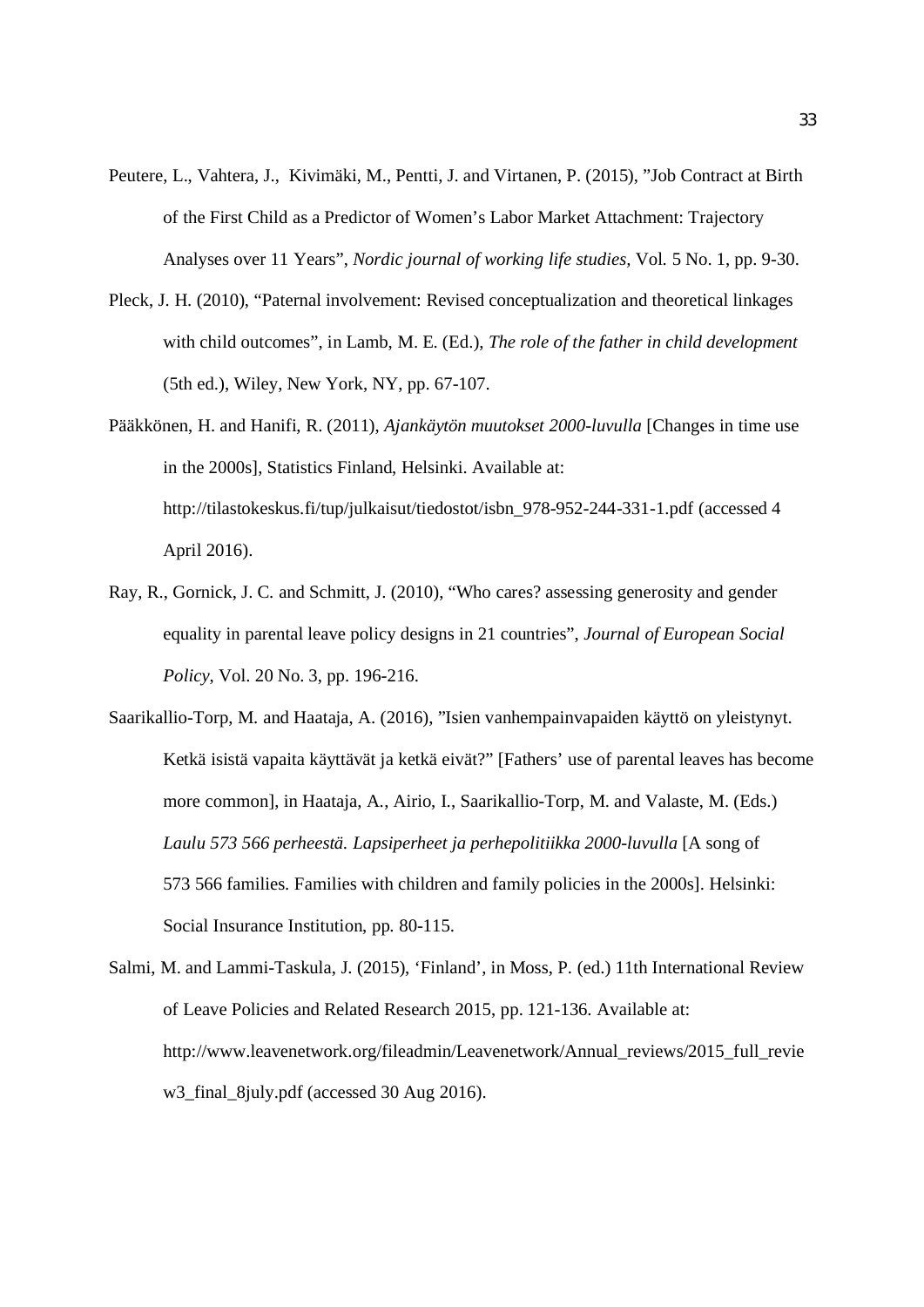Peutere, L., Vahtera, J., Kivimäki, M., Pentti, J. and Virtanen, P. (2015), "Job Contract at Birth of the First Child as a Predictor of Women's Labor Market Attachment: Trajectory Analyses over 11 Years", *Nordic journal of working life studies*, Vol. 5 No. 1, pp. 9-30.

Pleck, J. H. (2010), "Paternal involvement: Revised conceptualization and theoretical linkages with child outcomes", in Lamb, M. E. (Ed.), *The role of the father in child development* (5th ed.), Wiley, New York, NY, pp. 67-107.

Pääkkönen, H. and Hanifi, R. (2011), *Ajankäytön muutokset 2000-luvulla* [Changes in time use in the 2000s], Statistics Finland, Helsinki. Available at: http://tilastokeskus.fi/tup/julkaisut/tiedostot/isbn_978-952-244-331-1.pdf (accessed 4 April 2016).

Ray, R., Gornick, J. C. and Schmitt, J. (2010), "Who cares? assessing generosity and gender equality in parental leave policy designs in 21 countries", *Journal of European Social Policy*, Vol. 20 No. 3, pp. 196-216.

Saarikallio-Torp, M. and Haataja, A. (2016), "Isien vanhempainvapaiden käyttö on yleistynyt. Ketkä isistä vapaita käyttävät ja ketkä eivät?" [Fathers' use of parental leaves has become more common], in Haataja, A., Airio, I., Saarikallio-Torp, M. and Valaste, M. (Eds.) *Laulu 573 566 perheestä. Lapsiperheet ja perhepolitiikka 2000-luvulla* [A song of 573 566 families. Families with children and family policies in the 2000s]. Helsinki: Social Insurance Institution, pp. 80-115.

Salmi, M. and Lammi-Taskula, J. (2015), 'Finland', in Moss, P. (ed.) 11th International Review of Leave Policies and Related Research 2015, pp. 121-136. Available at: http://www.leavenetwork.org/fileadmin/Leavenetwork/Annual_reviews/2015_full_review3_final_8july.pdf (accessed 30 Aug 2016).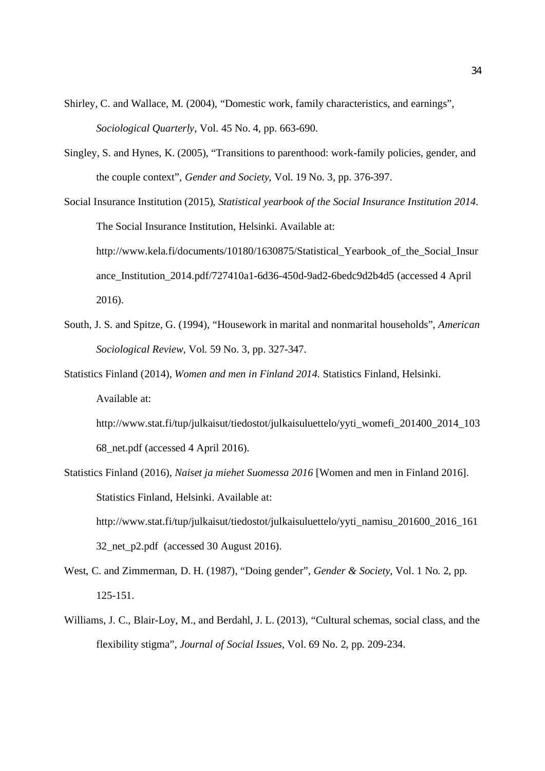Shirley, C. and Wallace, M. (2004), "Domestic work, family characteristics, and earnings", *Sociological Quarterly*, Vol. 45 No. 4, pp. 663-690.

Singley, S. and Hynes, K. (2005), "Transitions to parenthood: work-family policies, gender, and the couple context", *Gender and Society,* Vol. 19 No. 3, pp. 376-397.

Social Insurance Institution (2015), *Statistical yearbook of the Social Insurance Institution 2014*. The Social Insurance Institution, Helsinki. Available at: http://www.kela.fi/documents/10180/1630875/Statistical_Yearbook_of_the_Social_Insurance_Institution_2014.pdf/727410a1-6d36-450d-9ad2-6bedc9d2b4d5 (accessed 4 April 2016).

South, J. S. and Spitze, G. (1994), "Housework in marital and nonmarital households", *American Sociological Review,* Vol. 59 No. 3, pp. 327-347.

Statistics Finland (2014), *Women and men in Finland 2014.* Statistics Finland, Helsinki. Available at: http://www.stat.fi/tup/julkaisut/tiedostot/julkaisuluettelo/yyti_womefi_201400_2014_10368_net.pdf (accessed 4 April 2016).

Statistics Finland (2016), *Naiset ja miehet Suomessa 2016* [Women and men in Finland 2016]. Statistics Finland, Helsinki. Available at: http://www.stat.fi/tup/julkaisut/tiedostot/julkaisuluettelo/yyti_namisu_201600_2016_16132_net_p2.pdf (accessed 30 August 2016).

West, C. and Zimmerman, D. H. (1987), "Doing gender", *Gender & Society*, Vol. 1 No. 2, pp. 125-151.

Williams, J. C., Blair-Loy, M., and Berdahl, J. L. (2013), "Cultural schemas, social class, and the flexibility stigma", *Journal of Social Issues*, Vol. 69 No. 2, pp. 209-234.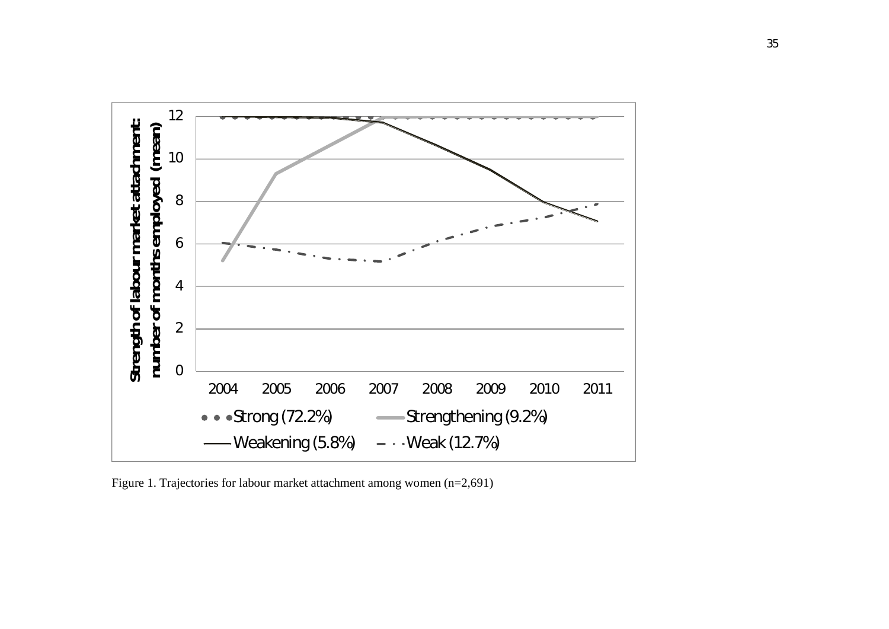Figure 1. Trajectories for labour market attachment among women (n=2,691)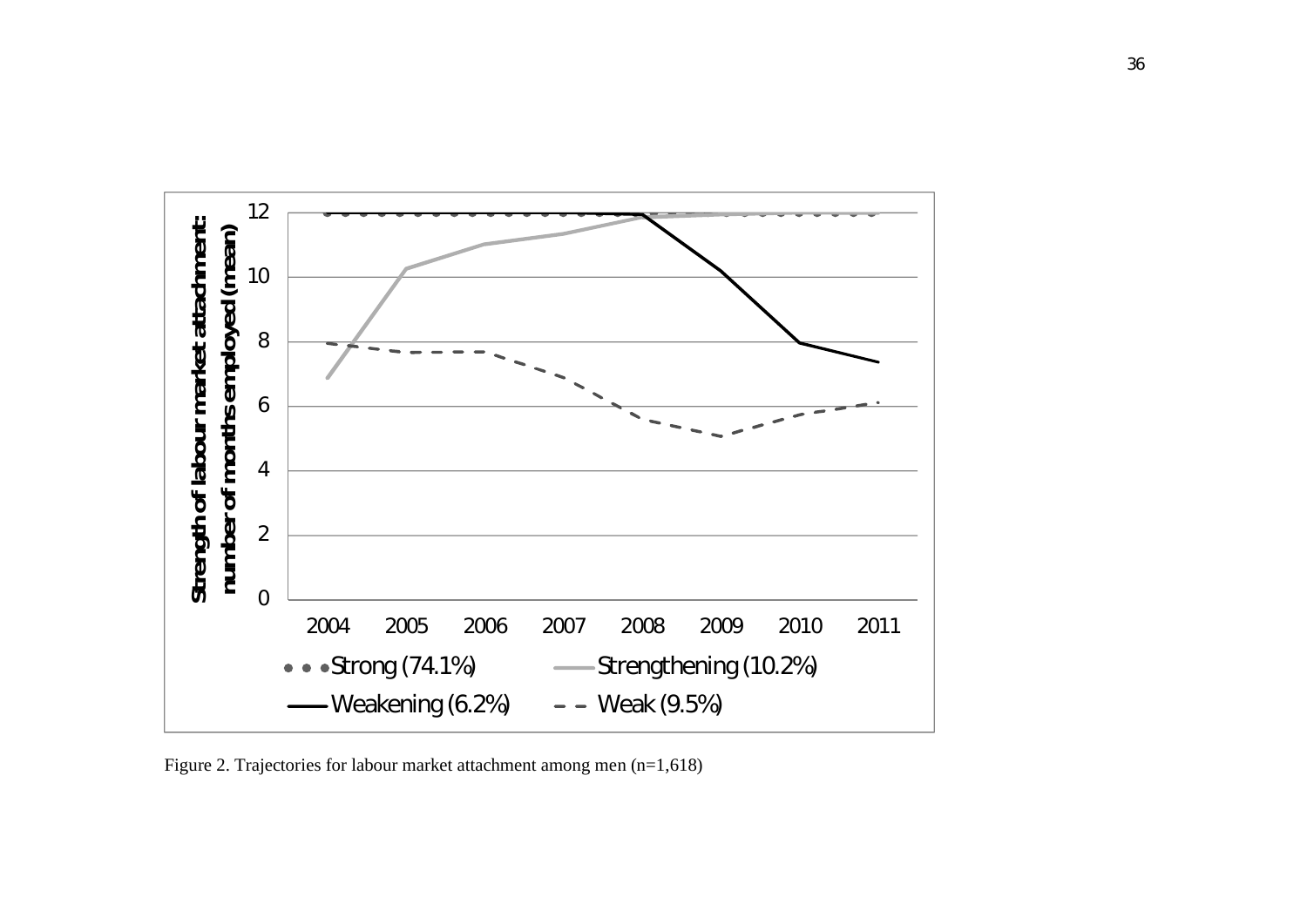Figure 2. Trajectories for labour market attachment among men (n=1,618)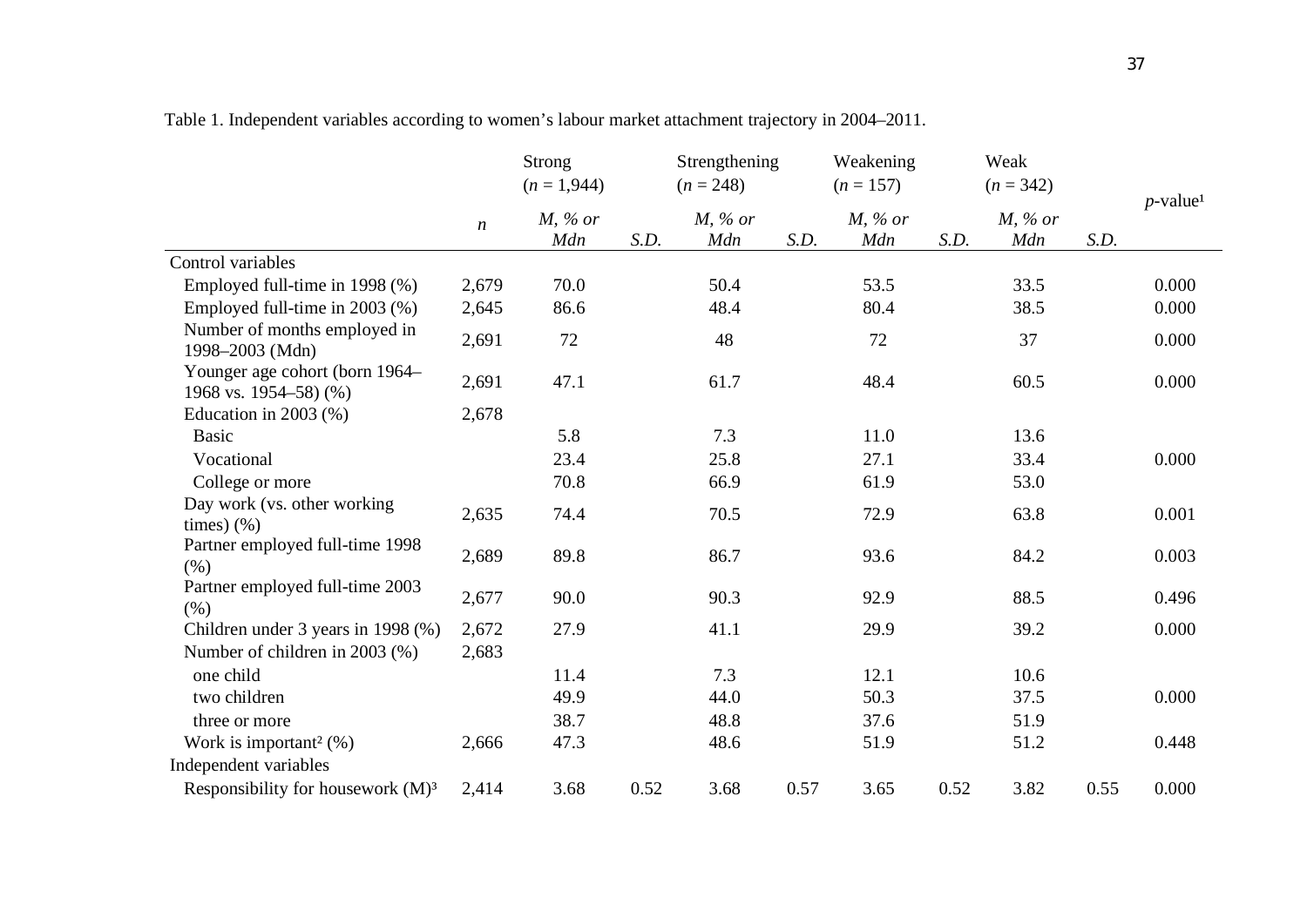Table 1. Independent variables according to women's labour market attachment trajectory in 2004–2011.

| | | Strong ($n$ = 1,944) | | Strengthening ($n$ = 248) | | Weakening ($n$ = 157) | | Weak ($n$ = 342) | | $p$-value[1] |
|---|---|---|---|---|---|---|---|---|---|---|
| | $n$ | *M, % or Mdn* | *S.D.* | *M, % or Mdn* | *S.D.* | *M, % or Mdn* | *S.D.* | *M, % or Mdn* | *S.D.* | |
| Control variables | | | | | | | | | | |
| Employed full-time in 1998 (%) | 2,679 | 70.0 | | 50.4 | | 53.5 | | 33.5 | | 0.000 |
| Employed full-time in 2003 (%) | 2,645 | 86.6 | | 48.4 | | 80.4 | | 38.5 | | 0.000 |
| Number of months employed in 1998–2003 (Mdn) | 2,691 | 72 | | 48 | | 72 | | 37 | | 0.000 |
| Younger age cohort (born 1964–1968 vs. 1954–58) (%) | 2,691 | 47.1 | | 61.7 | | 48.4 | | 60.5 | | 0.000 |
| Education in 2003 (%) | 2,678 | | | | | | | | | |
| Basic | | 5.8 | | 7.3 | | 11.0 | | 13.6 | | |
| Vocational | | 23.4 | | 25.8 | | 27.1 | | 33.4 | | 0.000 |
| College or more | | 70.8 | | 66.9 | | 61.9 | | 53.0 | | |
| Day work (vs. other working times) (%) | 2,635 | 74.4 | | 70.5 | | 72.9 | | 63.8 | | 0.001 |
| Partner employed full-time 1998 (%) | 2,689 | 89.8 | | 86.7 | | 93.6 | | 84.2 | | 0.003 |
| Partner employed full-time 2003 (%) | 2,677 | 90.0 | | 90.3 | | 92.9 | | 88.5 | | 0.496 |
| Children under 3 years in 1998 (%) | 2,672 | 27.9 | | 41.1 | | 29.9 | | 39.2 | | 0.000 |
| Number of children in 2003 (%) | 2,683 | | | | | | | | | |
| one child | | 11.4 | | 7.3 | | 12.1 | | 10.6 | | |
| two children | | 49.9 | | 44.0 | | 50.3 | | 37.5 | | 0.000 |
| three or more | | 38.7 | | 48.8 | | 37.6 | | 51.9 | | |
| Work is important[2] (%) | 2,666 | 47.3 | | 48.6 | | 51.9 | | 51.2 | | 0.448 |
| Independent variables | | | | | | | | | | |
| Responsibility for housework (M)[3] | 2,414 | 3.68 | 0.52 | 3.68 | 0.57 | 3.65 | 0.52 | 3.82 | 0.55 | 0.000 |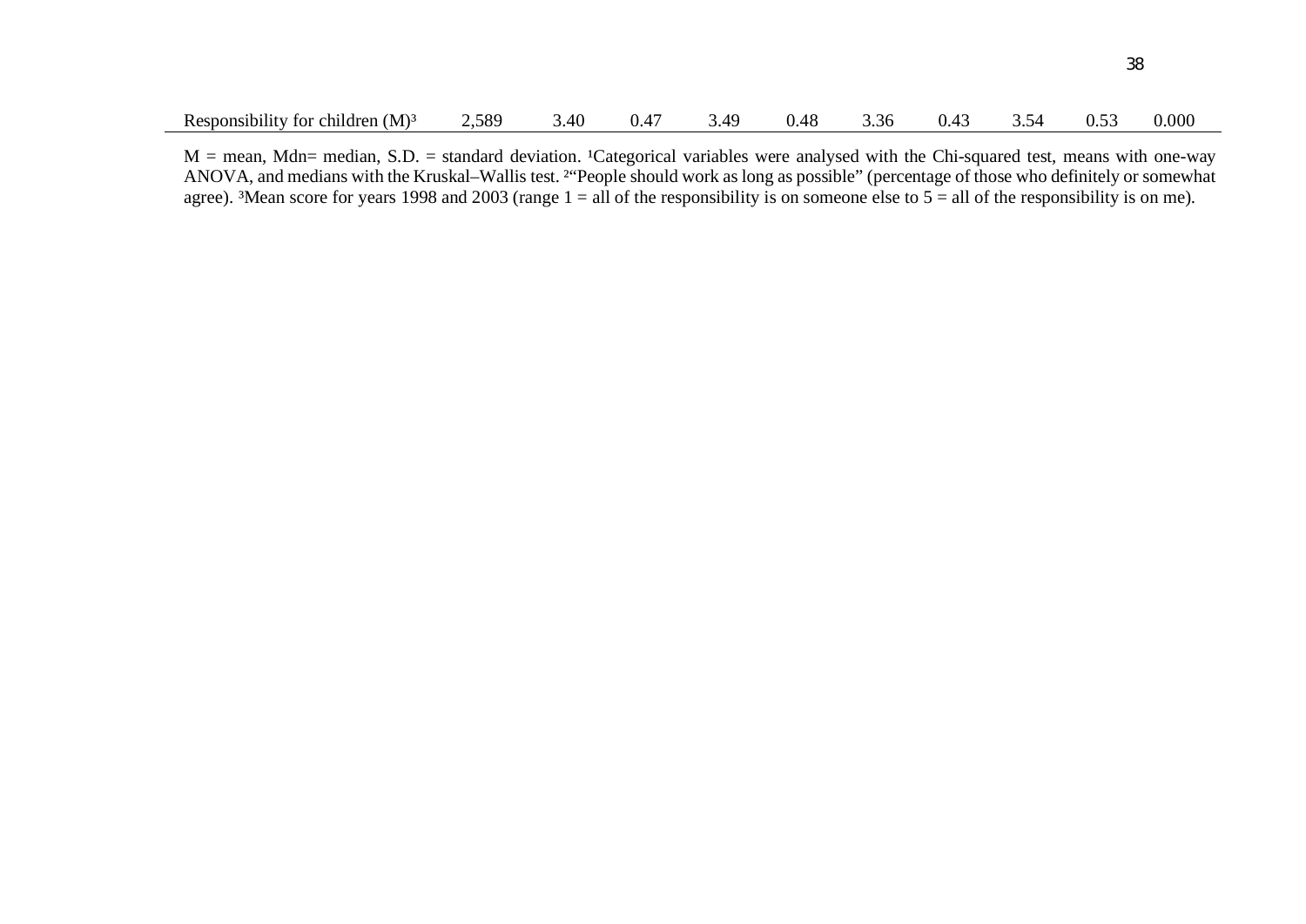| | | | | | | | | | | |
|---|---|---|---|---|---|---|---|---|---|---|
| Responsibility for children (M)[3] | 2,589 | 3.40 | 0.47 | 3.49 | 0.48 | 3.36 | 0.43 | 3.54 | 0.53 | 0.000 |

M = mean, Mdn= median, S.D. = standard deviation. [1]Categorical variables were analysed with the Chi-squared test, means with one-way ANOVA, and medians with the Kruskal–Wallis test. [2]"People should work as long as possible" (percentage of those who definitely or somewhat agree). [3]Mean score for years 1998 and 2003 (range 1 = all of the responsibility is on someone else to 5 = all of the responsibility is on me).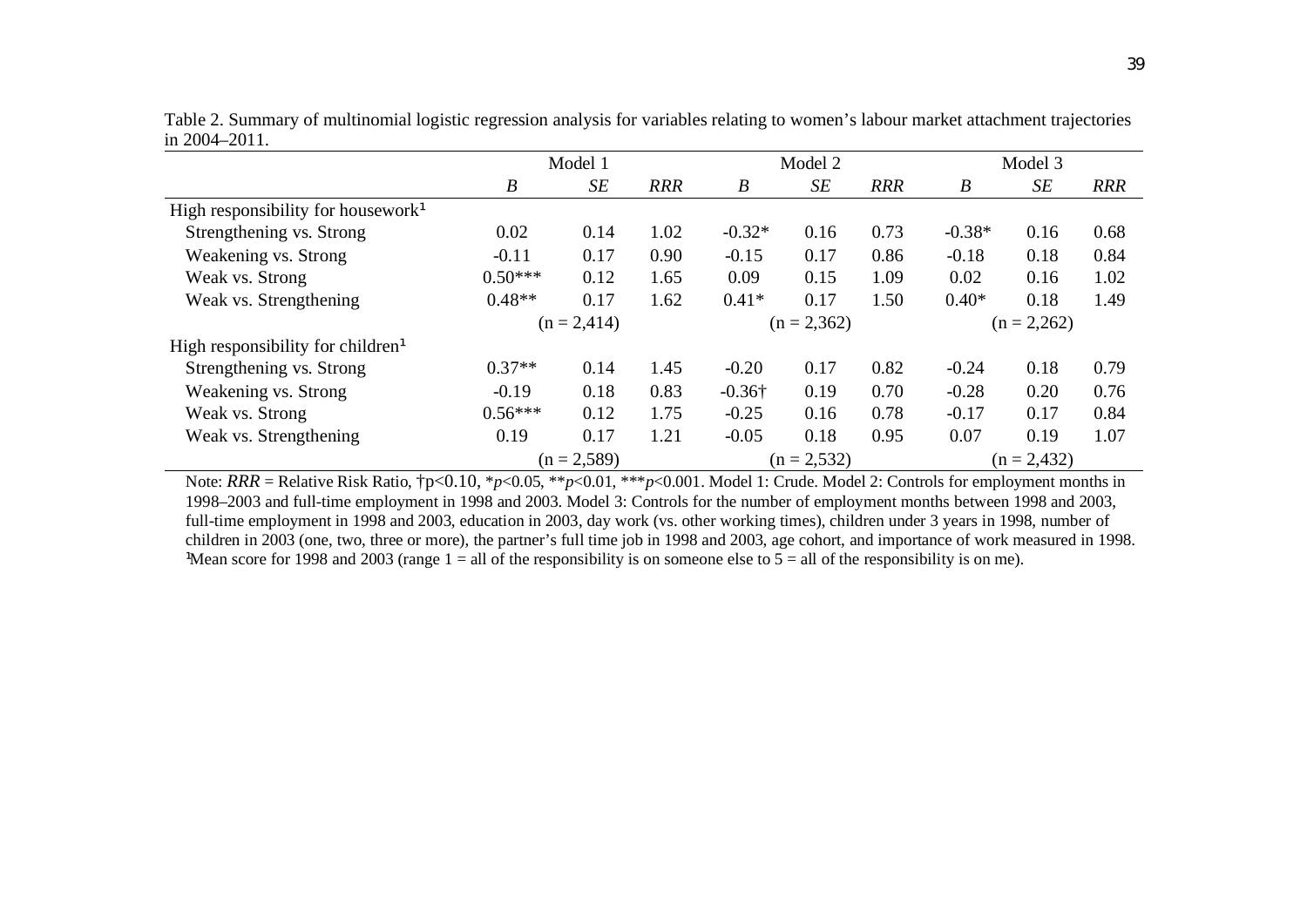Table 2. Summary of multinomial logistic regression analysis for variables relating to women's labour market attachment trajectories in 2004–2011.

| | Model 1 | | | Model 2 | | | Model 3 | | |
|---|---|---|---|---|---|---|---|---|---|
| | *B* | *SE* | *RRR* | *B* | *SE* | *RRR* | *B* | *SE* | *RRR* |
| High responsibility for housework[1] | | | | | | | | | |
| Strengthening vs. Strong | 0.02 | 0.14 | 1.02 | -0.32* | 0.16 | 0.73 | -0.38* | 0.16 | 0.68 |
| Weakening vs. Strong | -0.11 | 0.17 | 0.90 | -0.15 | 0.17 | 0.86 | -0.18 | 0.18 | 0.84 |
| Weak vs. Strong | 0.50*** | 0.12 | 1.65 | 0.09 | 0.15 | 1.09 | 0.02 | 0.16 | 1.02 |
| Weak vs. Strengthening | 0.48** | 0.17 | 1.62 | 0.41* | 0.17 | 1.50 | 0.40* | 0.18 | 1.49 |
| | (n = 2,414) | | | (n = 2,362) | | | (n = 2,262) | | |
| High responsibility for children[1] | | | | | | | | | |
| Strengthening vs. Strong | 0.37** | 0.14 | 1.45 | -0.20 | 0.17 | 0.82 | -0.24 | 0.18 | 0.79 |
| Weakening vs. Strong | -0.19 | 0.18 | 0.83 | -0.36† | 0.19 | 0.70 | -0.28 | 0.20 | 0.76 |
| Weak vs. Strong | 0.56*** | 0.12 | 1.75 | -0.25 | 0.16 | 0.78 | -0.17 | 0.17 | 0.84 |
| Weak vs. Strengthening | 0.19 | 0.17 | 1.21 | -0.05 | 0.18 | 0.95 | 0.07 | 0.19 | 1.07 |
| | (n = 2,589) | | | (n = 2,532) | | | (n = 2,432) | | |

Note: *RRR* = Relative Risk Ratio, †p<0.10, \**p*<0.05, \*\**p*<0.01, \*\*\**p*<0.001. Model 1: Crude. Model 2: Controls for employment months in 1998–2003 and full-time employment in 1998 and 2003. Model 3: Controls for the number of employment months between 1998 and 2003, full-time employment in 1998 and 2003, education in 2003, day work (vs. other working times), children under 3 years in 1998, number of children in 2003 (one, two, three or more), the partner's full time job in 1998 and 2003, age cohort, and importance of work measured in 1998.
[1]Mean score for 1998 and 2003 (range 1 = all of the responsibility is on someone else to 5 = all of the responsibility is on me).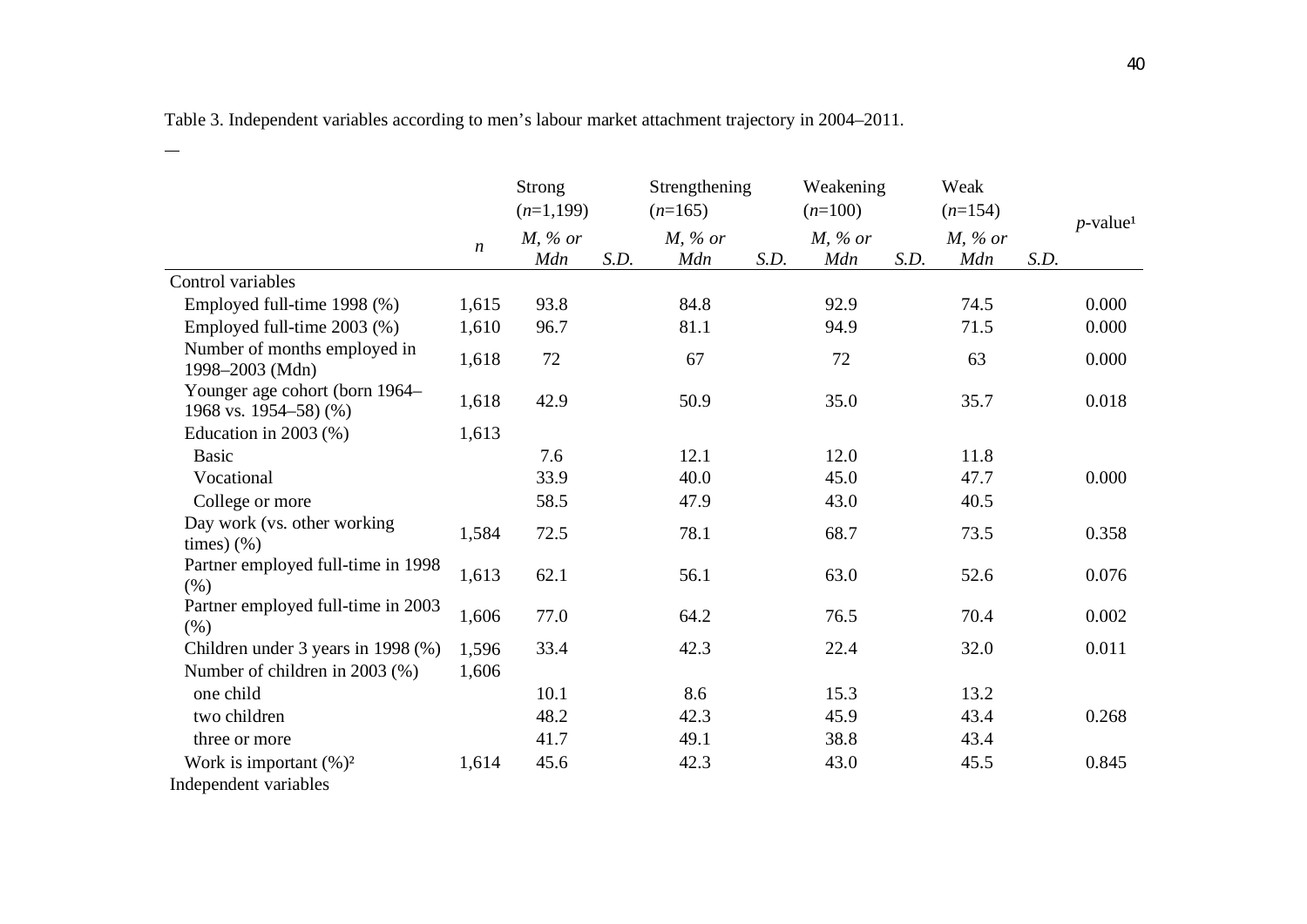Table 3. Independent variables according to men's labour market attachment trajectory in 2004–2011.

|  | $n$ | Strong ($n$=1,199) |  | Strengthening ($n$=165) |  | Weakening ($n$=100) |  | Weak ($n$=154) |  | $p$-value[1] |
|---|---|---|---|---|---|---|---|---|---|---|
|  |  | *M, % or Mdn* | *S.D.* | *M, % or Mdn* | *S.D.* | *M, % or Mdn* | *S.D.* | *M, % or Mdn* | *S.D.* |  |
| Control variables |  |  |  |  |  |  |  |  |  |  |
| Employed full-time 1998 (%) | 1,615 | 93.8 |  | 84.8 |  | 92.9 |  | 74.5 |  | 0.000 |
| Employed full-time 2003 (%) | 1,610 | 96.7 |  | 81.1 |  | 94.9 |  | 71.5 |  | 0.000 |
| Number of months employed in 1998–2003 (Mdn) | 1,618 | 72 |  | 67 |  | 72 |  | 63 |  | 0.000 |
| Younger age cohort (born 1964–1968 vs. 1954–58) (%) | 1,618 | 42.9 |  | 50.9 |  | 35.0 |  | 35.7 |  | 0.018 |
| Education in 2003 (%) | 1,613 |  |  |  |  |  |  |  |  |  |
| Basic |  | 7.6 |  | 12.1 |  | 12.0 |  | 11.8 |  |  |
| Vocational |  | 33.9 |  | 40.0 |  | 45.0 |  | 47.7 |  | 0.000 |
| College or more |  | 58.5 |  | 47.9 |  | 43.0 |  | 40.5 |  |  |
| Day work (vs. other working times) (%) | 1,584 | 72.5 |  | 78.1 |  | 68.7 |  | 73.5 |  | 0.358 |
| Partner employed full-time in 1998 (%) | 1,613 | 62.1 |  | 56.1 |  | 63.0 |  | 52.6 |  | 0.076 |
| Partner employed full-time in 2003 (%) | 1,606 | 77.0 |  | 64.2 |  | 76.5 |  | 70.4 |  | 0.002 |
| Children under 3 years in 1998 (%) | 1,596 | 33.4 |  | 42.3 |  | 22.4 |  | 32.0 |  | 0.011 |
| Number of children in 2003 (%) | 1,606 |  |  |  |  |  |  |  |  |  |
| one child |  | 10.1 |  | 8.6 |  | 15.3 |  | 13.2 |  |  |
| two children |  | 48.2 |  | 42.3 |  | 45.9 |  | 43.4 |  | 0.268 |
| three or more |  | 41.7 |  | 49.1 |  | 38.8 |  | 43.4 |  |  |
| Work is important (%)[2] | 1,614 | 45.6 |  | 42.3 |  | 43.0 |  | 45.5 |  | 0.845 |
| Independent variables |  |  |  |  |  |  |  |  |  |  |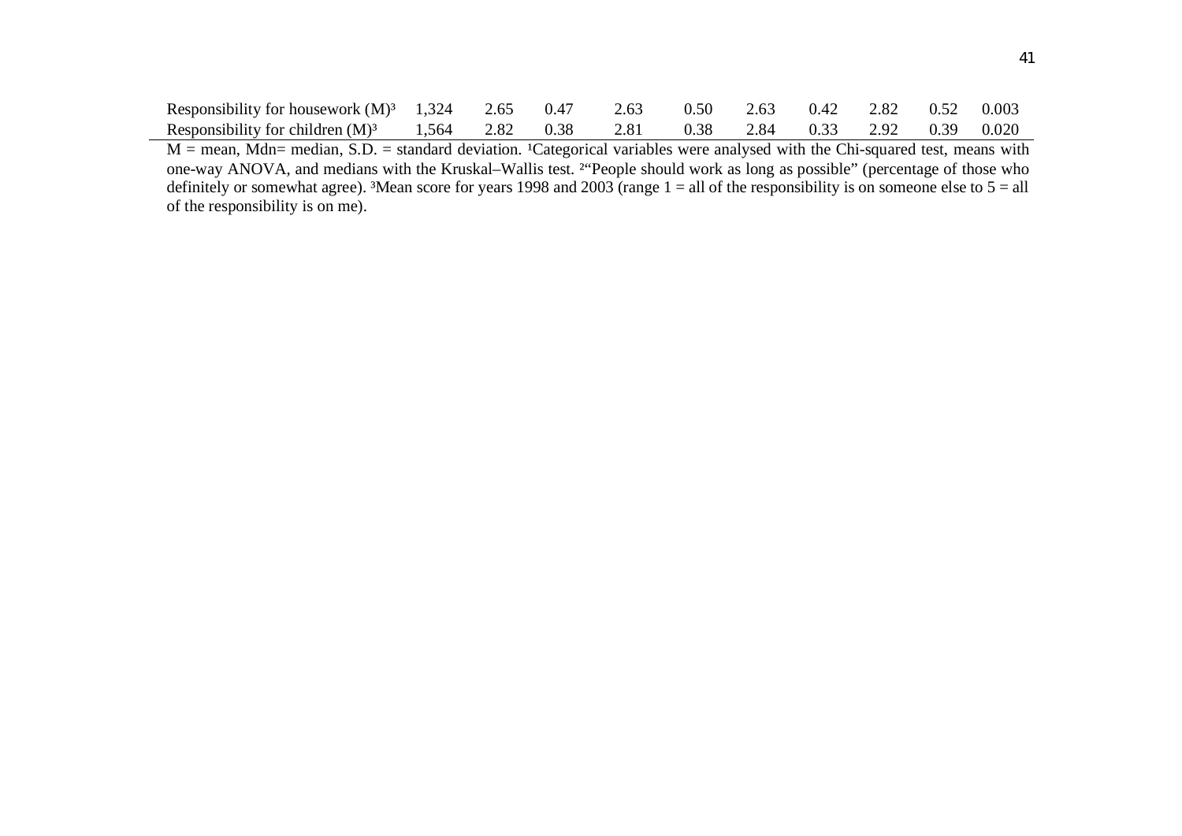| | | | | | | | | | | |
|---|---|---|---|---|---|---|---|---|---|---|
| Responsibility for housework (M)[3] | 1,324 | 2.65 | 0.47 | 2.63 | 0.50 | 2.63 | 0.42 | 2.82 | 0.52 | 0.003 |
| Responsibility for children (M)[3] | 1,564 | 2.82 | 0.38 | 2.81 | 0.38 | 2.84 | 0.33 | 2.92 | 0.39 | 0.020 |

M = mean, Mdn= median, S.D. = standard deviation. [1]Categorical variables were analysed with the Chi-squared test, means with one-way ANOVA, and medians with the Kruskal–Wallis test. [2]"People should work as long as possible" (percentage of those who definitely or somewhat agree). [3]Mean score for years 1998 and 2003 (range 1 = all of the responsibility is on someone else to 5 = all of the responsibility is on me).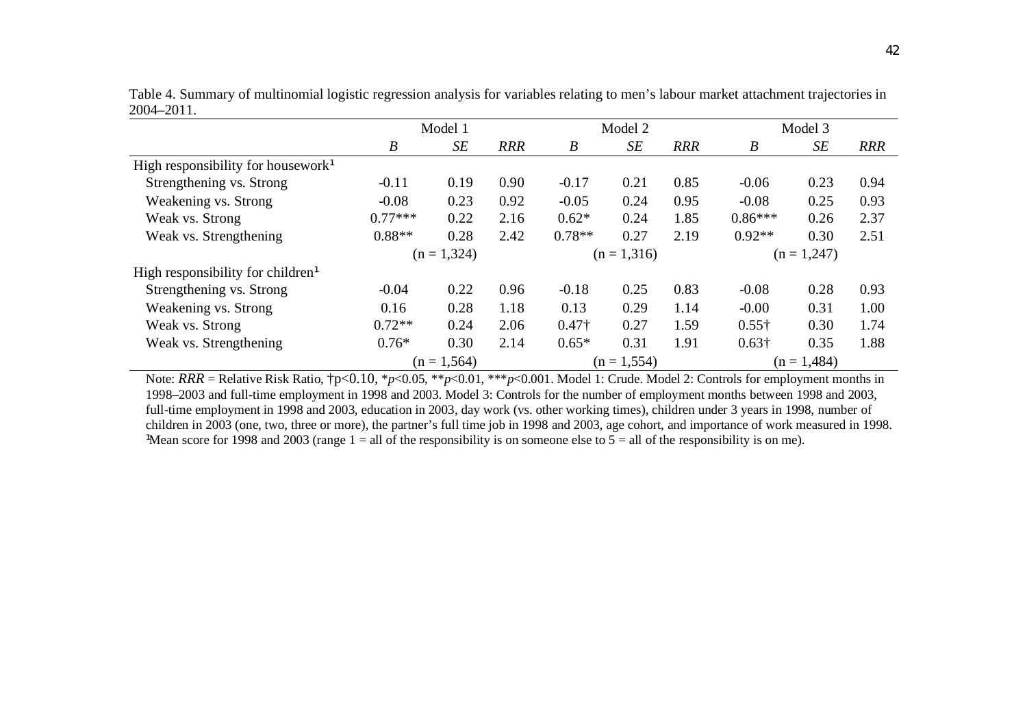Table 4. Summary of multinomial logistic regression analysis for variables relating to men's labour market attachment trajectories in 2004–2011.

| | Model 1 | | | Model 2 | | | Model 3 | | |
|---|---|---|---|---|---|---|---|---|---|
| | *B* | *SE* | *RRR* | *B* | *SE* | *RRR* | *B* | *SE* | *RRR* |
| High responsibility for housework[1] | | | | | | | | | |
| Strengthening vs. Strong | -0.11 | 0.19 | 0.90 | -0.17 | 0.21 | 0.85 | -0.06 | 0.23 | 0.94 |
| Weakening vs. Strong | -0.08 | 0.23 | 0.92 | -0.05 | 0.24 | 0.95 | -0.08 | 0.25 | 0.93 |
| Weak vs. Strong | 0.77*** | 0.22 | 2.16 | 0.62* | 0.24 | 1.85 | 0.86*** | 0.26 | 2.37 |
| Weak vs. Strengthening | 0.88** | 0.28 | 2.42 | 0.78** | 0.27 | 2.19 | 0.92** | 0.30 | 2.51 |
| | (n = 1,324) | | | (n = 1,316) | | | (n = 1,247) | | |
| High responsibility for children[1] | | | | | | | | | |
| Strengthening vs. Strong | -0.04 | 0.22 | 0.96 | -0.18 | 0.25 | 0.83 | -0.08 | 0.28 | 0.93 |
| Weakening vs. Strong | 0.16 | 0.28 | 1.18 | 0.13 | 0.29 | 1.14 | -0.00 | 0.31 | 1.00 |
| Weak vs. Strong | 0.72** | 0.24 | 2.06 | 0.47† | 0.27 | 1.59 | 0.55† | 0.30 | 1.74 |
| Weak vs. Strengthening | 0.76* | 0.30 | 2.14 | 0.65* | 0.31 | 1.91 | 0.63† | 0.35 | 1.88 |
| | (n = 1,564) | | | (n = 1,554) | | | (n = 1,484) | | |

Note: *RRR* = Relative Risk Ratio, †$p<0.10$, \**p*<0.05, \*\**p*<0.01, \*\*\**p*<0.001. Model 1: Crude. Model 2: Controls for employment months in 1998–2003 and full-time employment in 1998 and 2003. Model 3: Controls for the number of employment months between 1998 and 2003, full-time employment in 1998 and 2003, education in 2003, day work (vs. other working times), children under 3 years in 1998, number of children in 2003 (one, two, three or more), the partner's full time job in 1998 and 2003, age cohort, and importance of work measured in 1998.
[1]Mean score for 1998 and 2003 (range 1 = all of the responsibility is on someone else to 5 = all of the responsibility is on me).